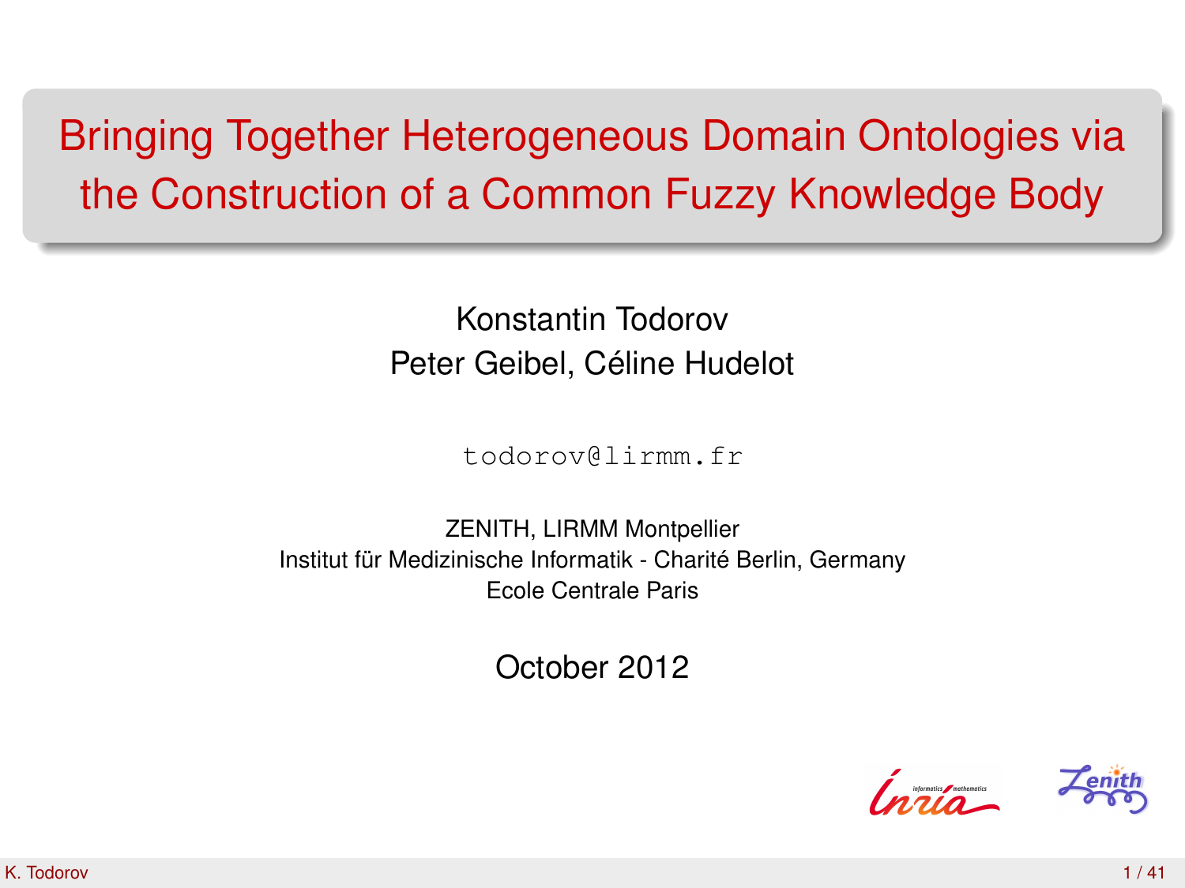# Bringing Together Heterogeneous Domain Ontologies via the Construction of a Common Fuzzy Knowledge Body

Konstantin Todorov
Peter Geibel, Céline Hudelot

todorov@lirmm.fr

ZENITH, LIRMM Montpellier
Institut für Medizinische Informatik - Charité Berlin, Germany
Ecole Centrale Paris

October 2012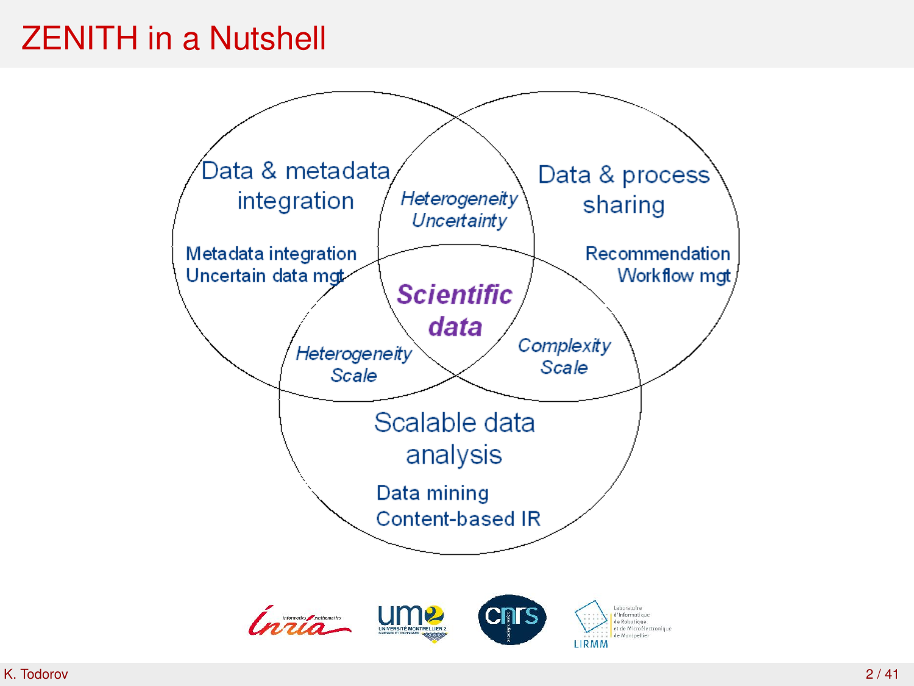# ZENITH in a Nutshell

**Data & metadata integration**
- Metadata integration
- Uncertain data mgt

**Data & process sharing**
- Recommendation
- Workflow mgt

**Scalable data analysis**
- Data mining
- Content-based IR

*Heterogeneity*
*Uncertainty*

*Heterogeneity*
*Scale*

*Complexity*
*Scale*

***Scientific data***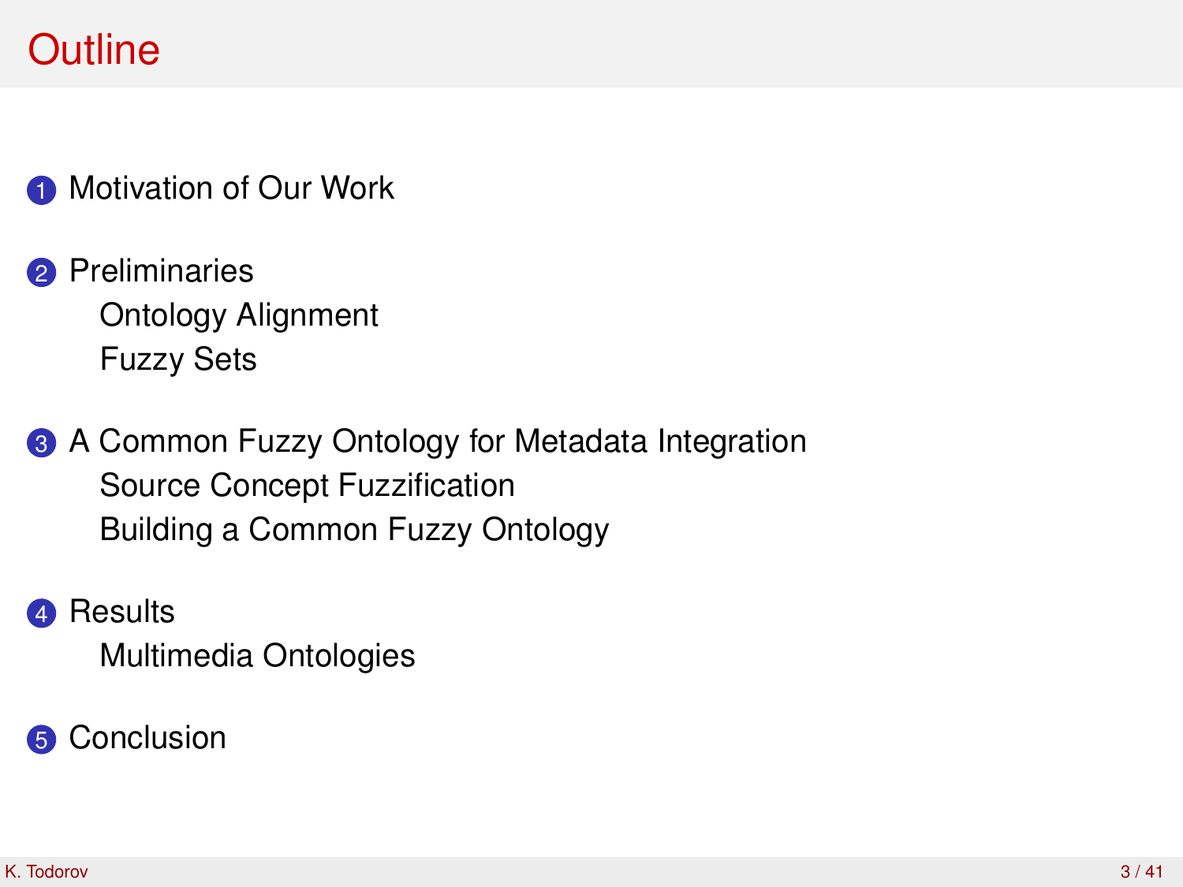# Outline

1. Motivation of Our Work
2. Preliminaries
   - Ontology Alignment
   - Fuzzy Sets
3. A Common Fuzzy Ontology for Metadata Integration
   - Source Concept Fuzzification
   - Building a Common Fuzzy Ontology
4. Results
   - Multimedia Ontologies
5. Conclusion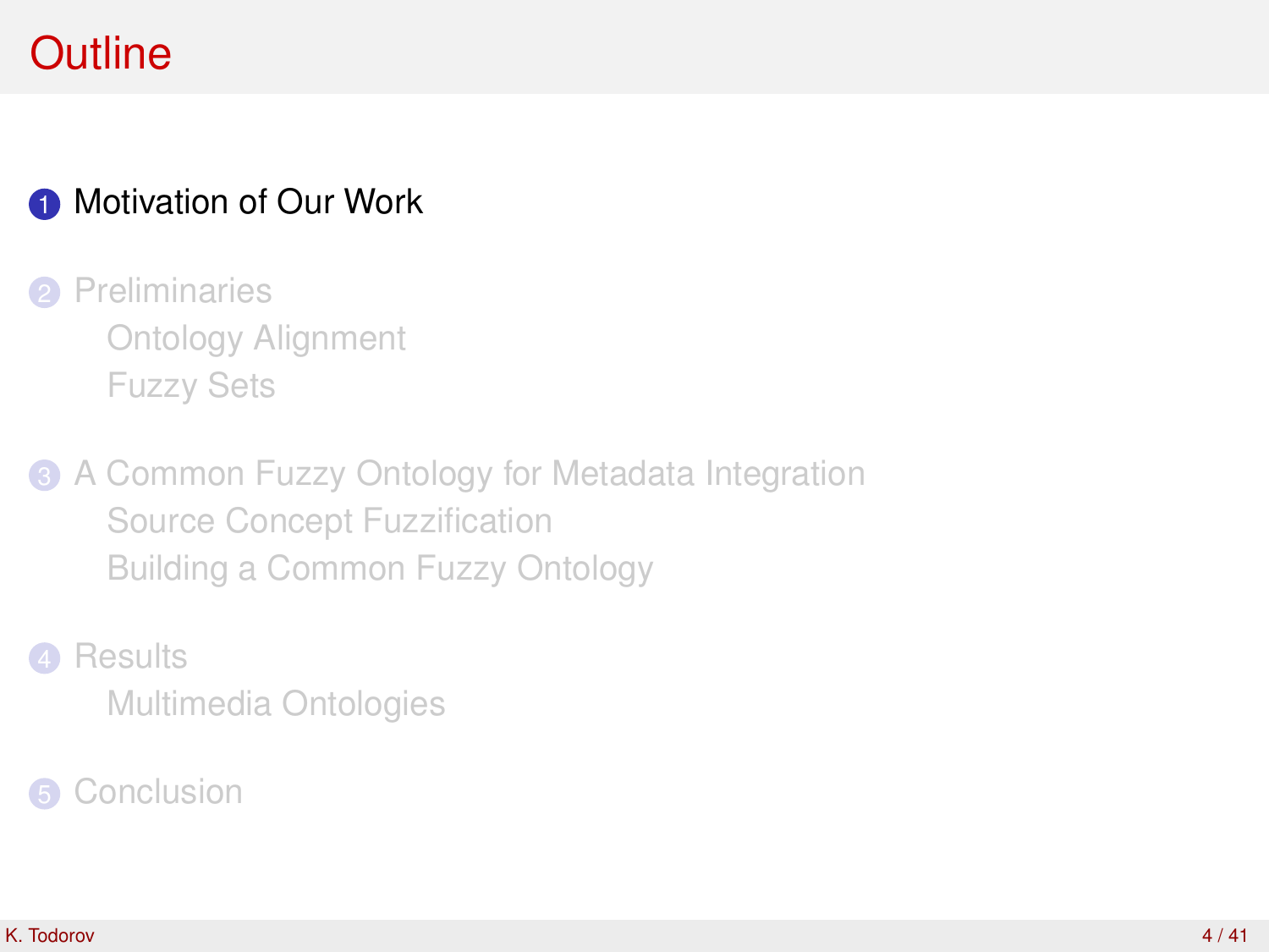# Outline

1. Motivation of Our Work
2. Preliminaries
   - Ontology Alignment
   - Fuzzy Sets
3. A Common Fuzzy Ontology for Metadata Integration
   - Source Concept Fuzzification
   - Building a Common Fuzzy Ontology
4. Results
   - Multimedia Ontologies
5. Conclusion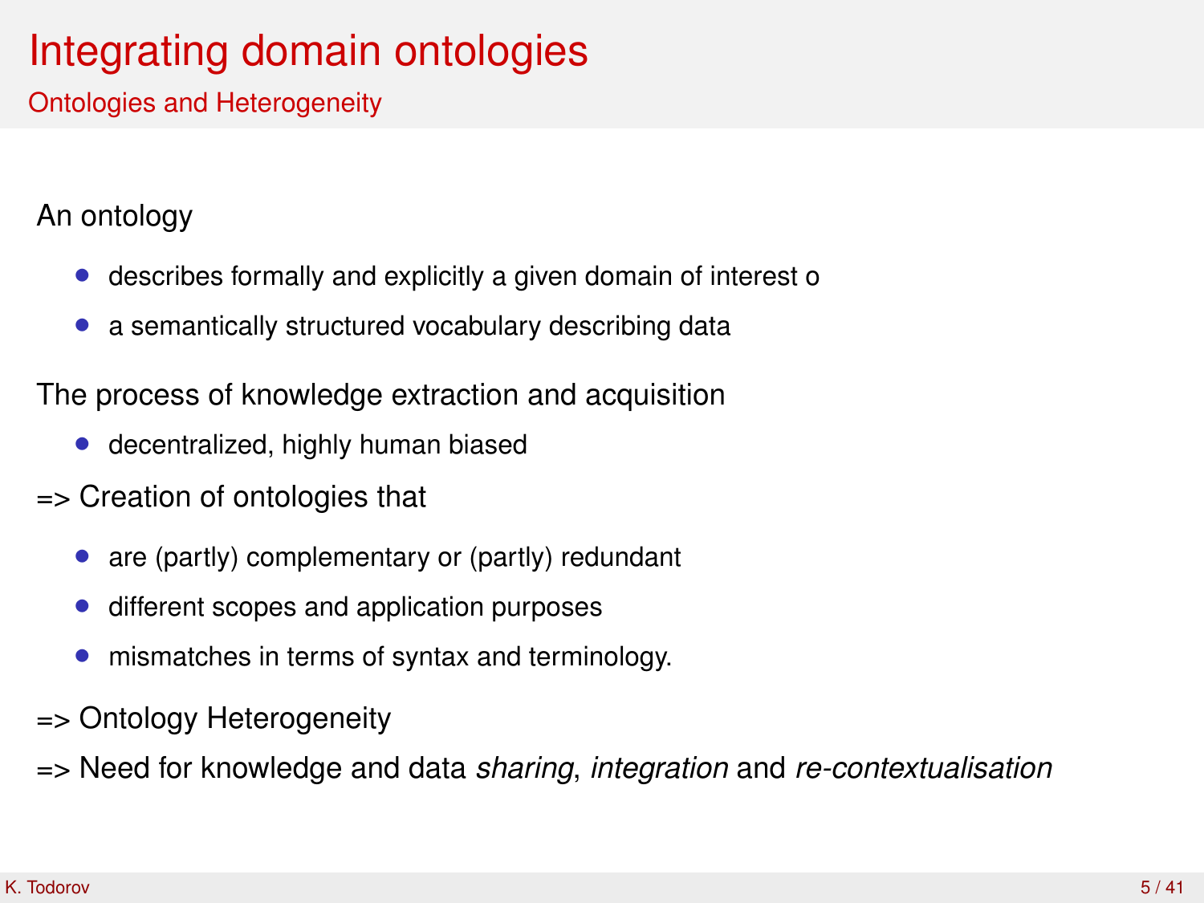# Integrating domain ontologies

## Ontologies and Heterogeneity

An ontology

- describes formally and explicitly a given domain of interest o
- a semantically structured vocabulary describing data

The process of knowledge extraction and acquisition

- decentralized, highly human biased

=> Creation of ontologies that

- are (partly) complementary or (partly) redundant
- different scopes and application purposes
- mismatches in terms of syntax and terminology.

=> Ontology Heterogeneity

=> Need for knowledge and data *sharing*, *integration* and *re-contextualisation*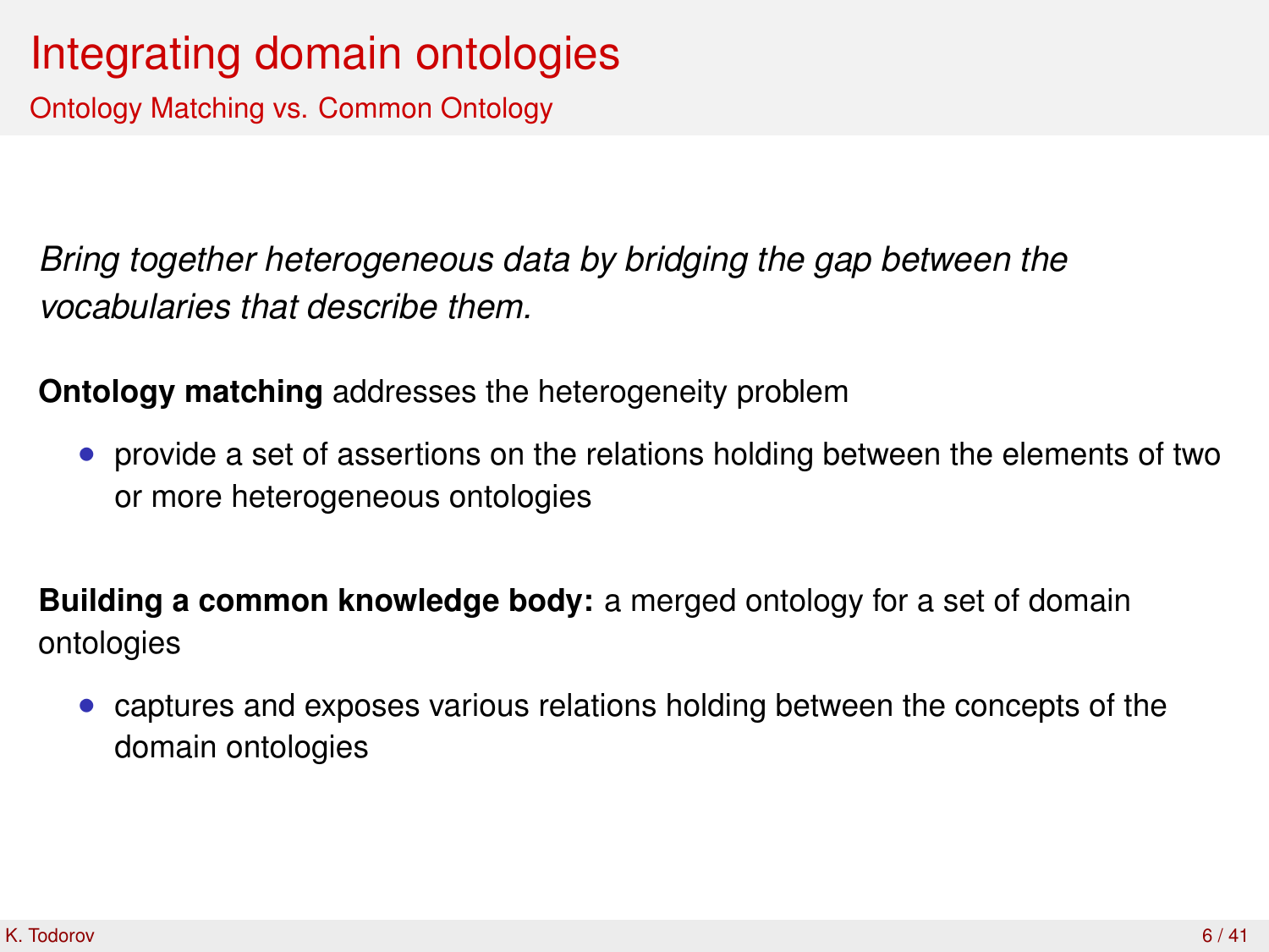# Integrating domain ontologies

## Ontology Matching vs. Common Ontology

*Bring together heterogeneous data by bridging the gap between the vocabularies that describe them.*

**Ontology matching** addresses the heterogeneity problem

- provide a set of assertions on the relations holding between the elements of two or more heterogeneous ontologies

**Building a common knowledge body:** a merged ontology for a set of domain ontologies

- captures and exposes various relations holding between the concepts of the domain ontologies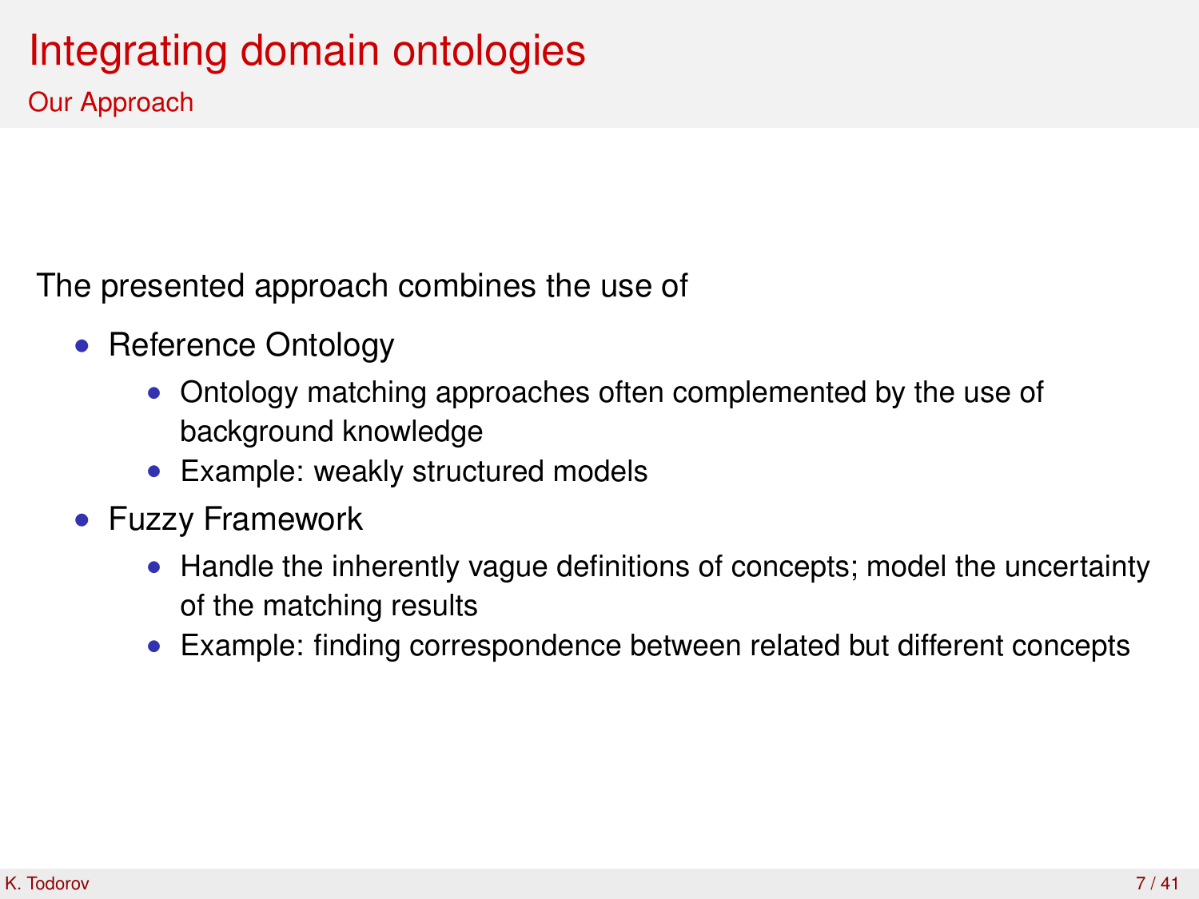# Integrating domain ontologies

## Our Approach

The presented approach combines the use of

- Reference Ontology
  - Ontology matching approaches often complemented by the use of background knowledge
  - Example: weakly structured models
- Fuzzy Framework
  - Handle the inherently vague definitions of concepts; model the uncertainty of the matching results
  - Example: finding correspondence between related but different concepts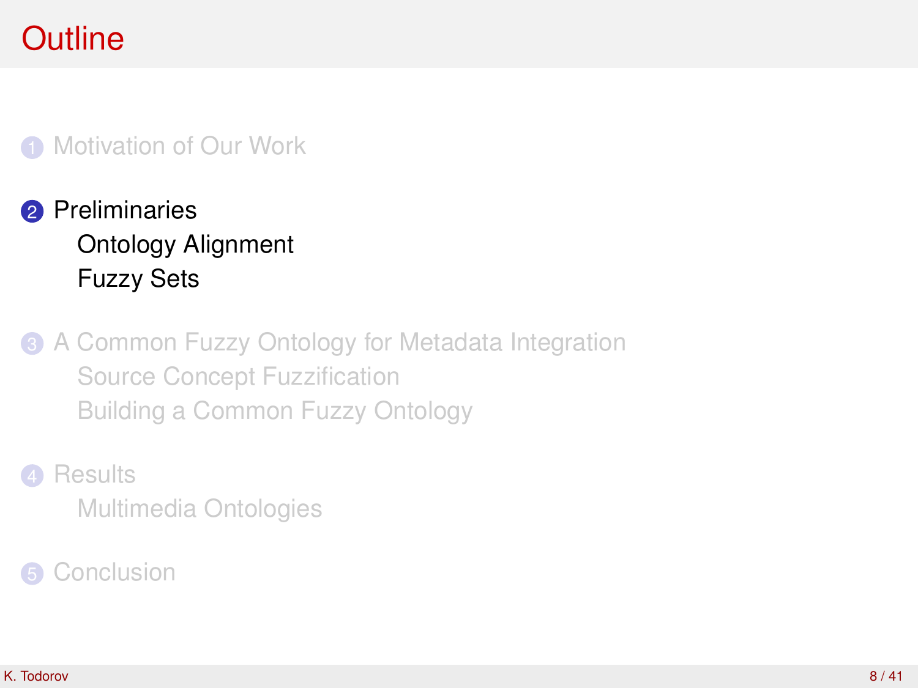# Outline

1. Motivation of Our Work
2. Preliminaries
   - Ontology Alignment
   - Fuzzy Sets
3. A Common Fuzzy Ontology for Metadata Integration
   - Source Concept Fuzzification
   - Building a Common Fuzzy Ontology
4. Results
   - Multimedia Ontologies
5. Conclusion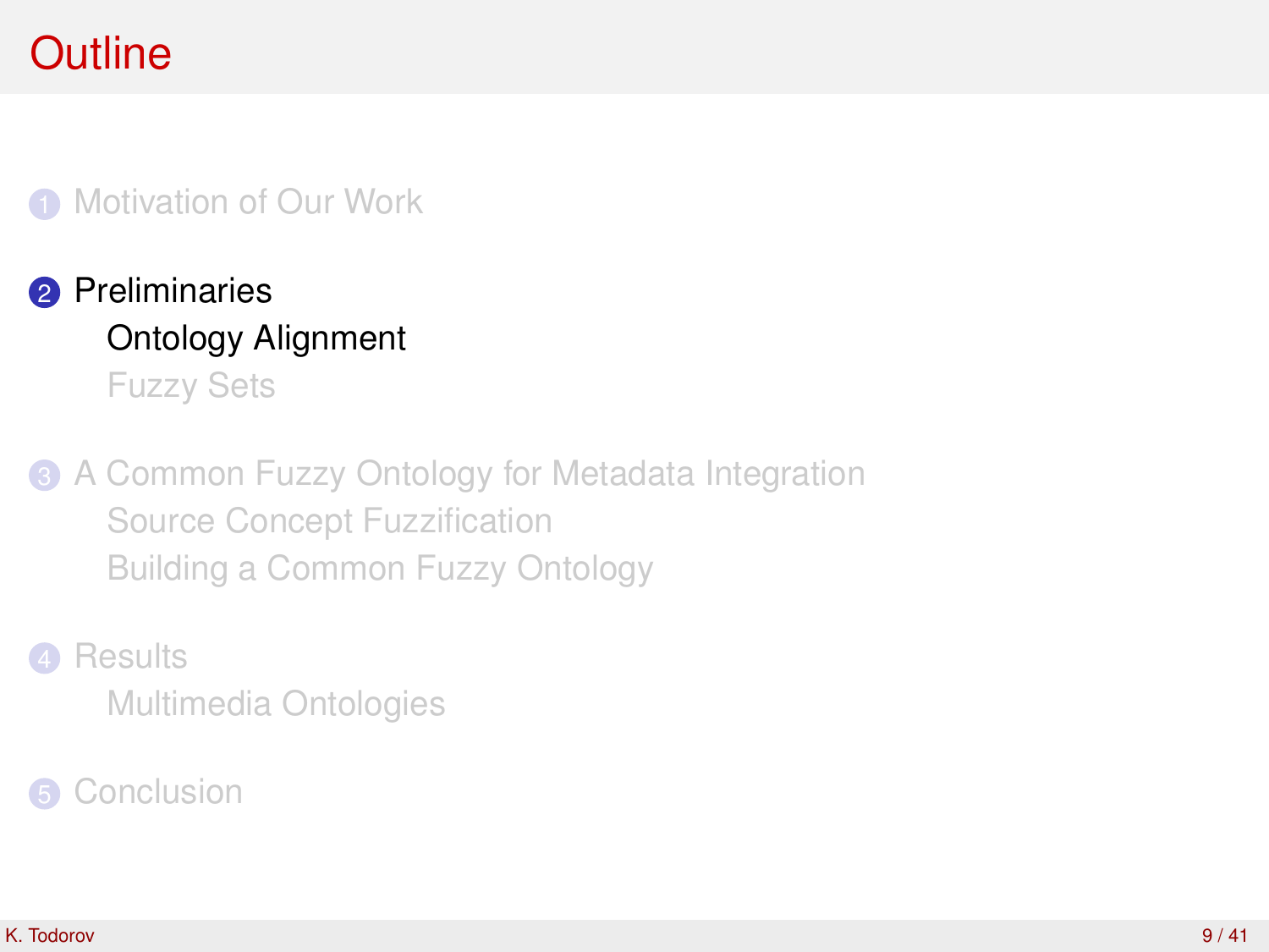# Outline

1. Motivation of Our Work
2. Preliminaries
   - Ontology Alignment
   - Fuzzy Sets
3. A Common Fuzzy Ontology for Metadata Integration
   - Source Concept Fuzzification
   - Building a Common Fuzzy Ontology
4. Results
   - Multimedia Ontologies
5. Conclusion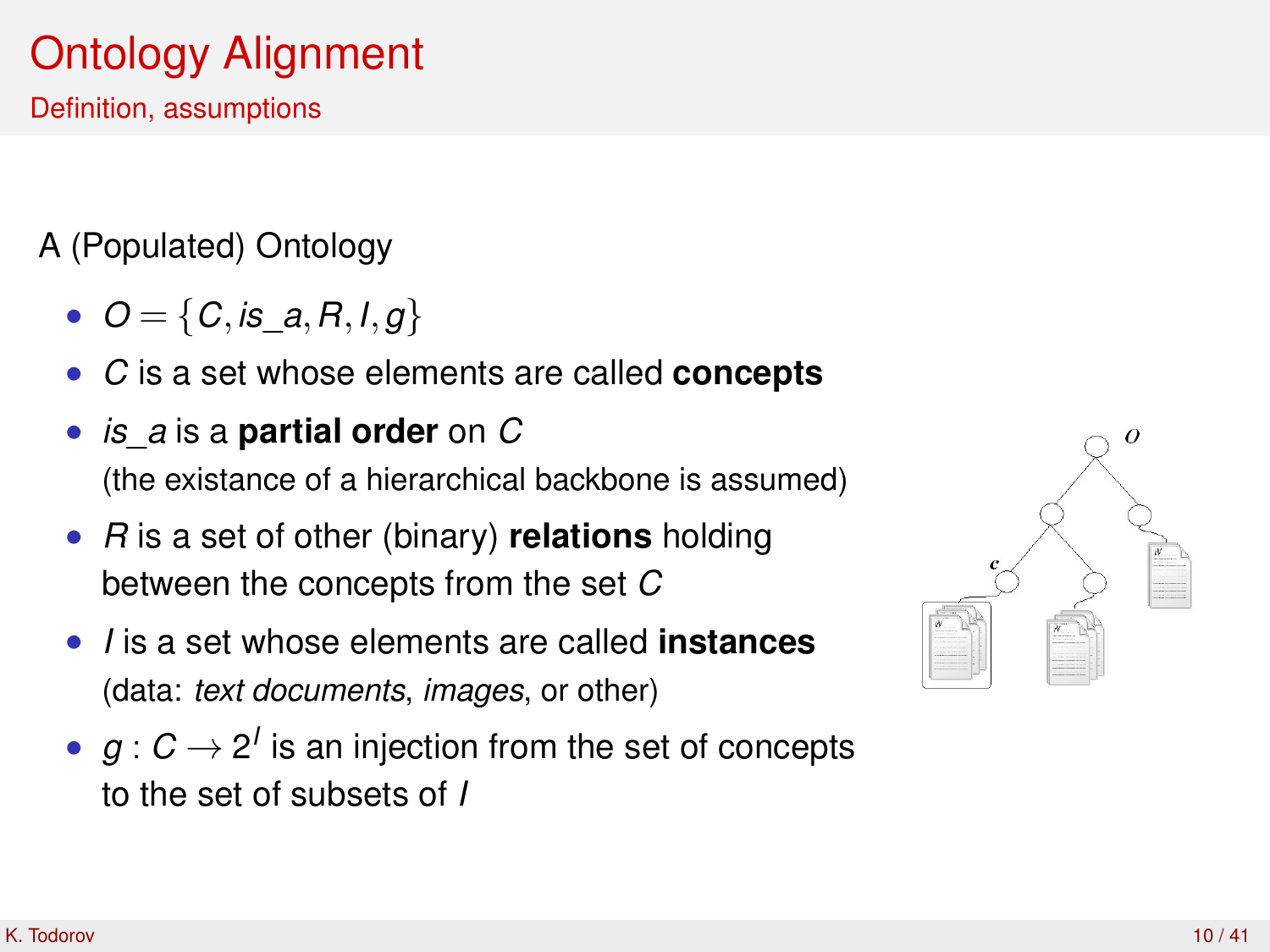# Ontology Alignment

## Definition, assumptions

A (Populated) Ontology

- $O = \{C, is\_a, R, I, g\}$
- $C$ is a set whose elements are called **concepts**
- $is\_a$ is a **partial order** on $C$ (the existance of a hierarchical backbone is assumed)
- $R$ is a set of other (binary) **relations** holding between the concepts from the set $C$
- $I$ is a set whose elements are called **instances** (data: *text documents*, *images*, or other)
- $g : C \rightarrow 2^I$ is an injection from the set of concepts to the set of subsets of $I$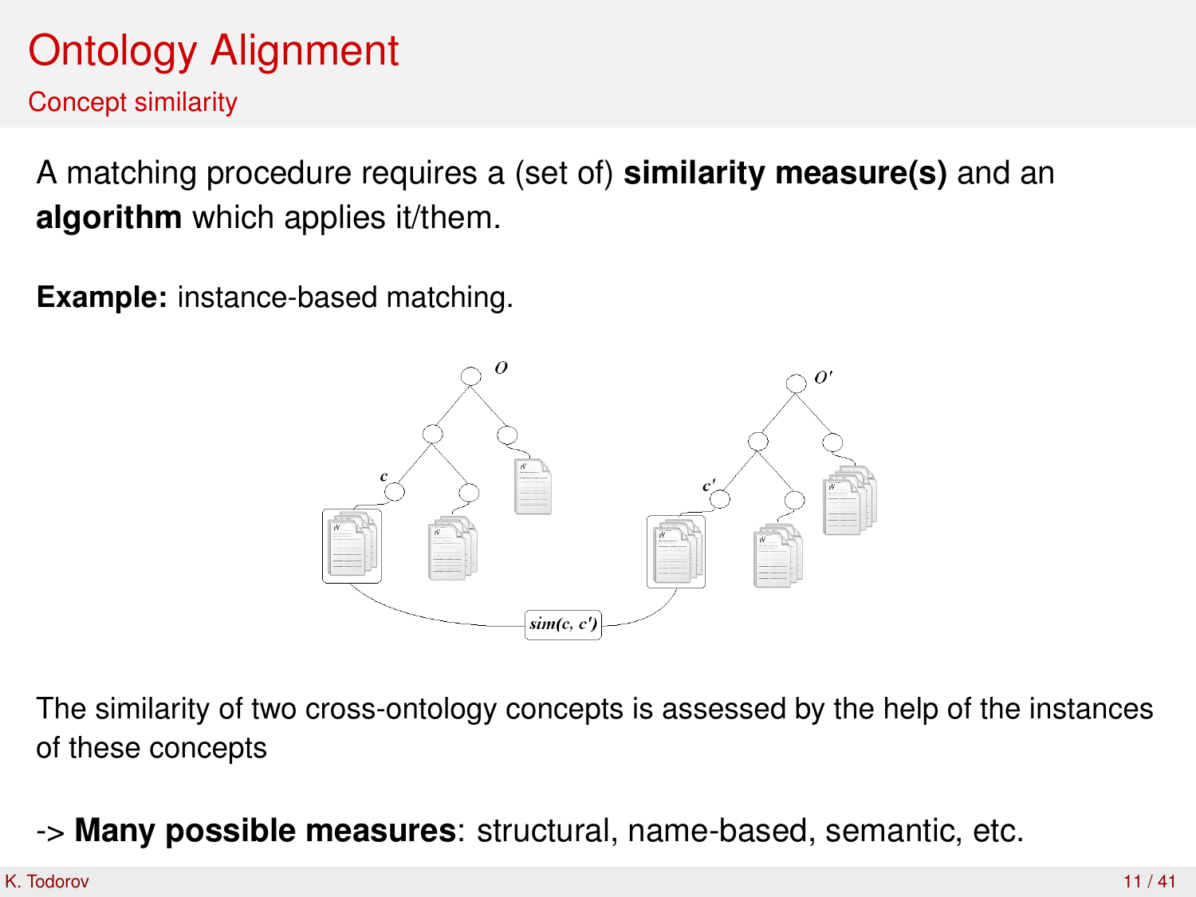# Ontology Alignment

## Concept similarity

A matching procedure requires a (set of) **similarity measure(s)** and an **algorithm** which applies it/them.

**Example:** instance-based matching.

The similarity of two cross-ontology concepts is assessed by the help of the instances of these concepts

-> **Many possible measures**: structural, name-based, semantic, etc.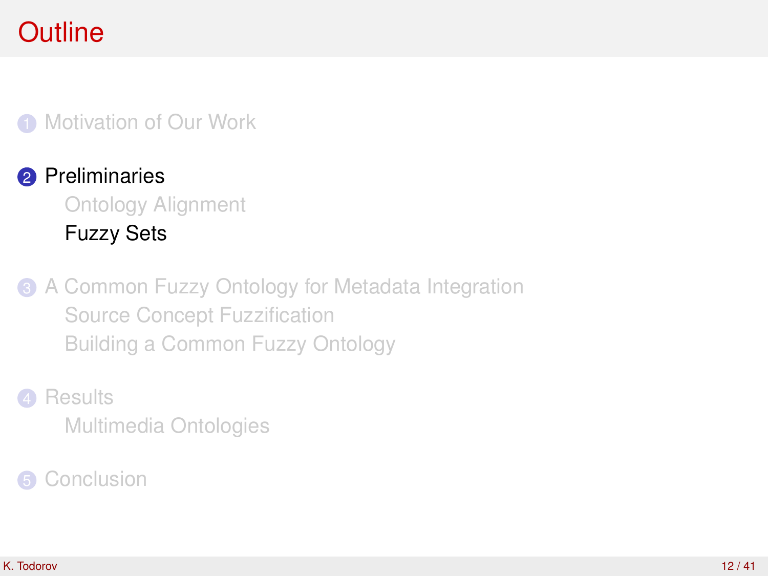# Outline

1. Motivation of Our Work
2. Preliminaries
   - Ontology Alignment
   - Fuzzy Sets
3. A Common Fuzzy Ontology for Metadata Integration
   - Source Concept Fuzzification
   - Building a Common Fuzzy Ontology
4. Results
   - Multimedia Ontologies
5. Conclusion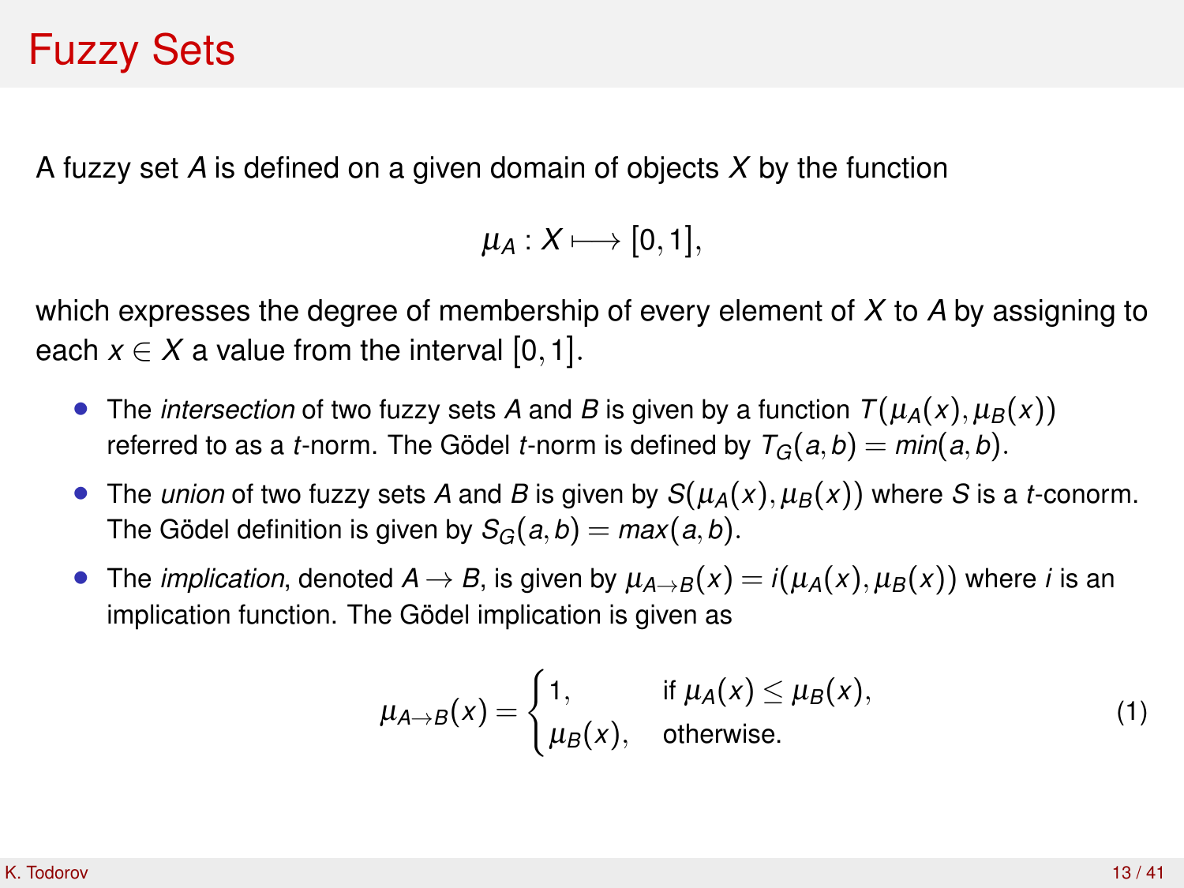# Fuzzy Sets

A fuzzy set $A$ is defined on a given domain of objects $X$ by the function

$$\mu_A : X \longmapsto [0, 1],$$

which expresses the degree of membership of every element of $X$ to $A$ by assigning to each $x \in X$ a value from the interval $[0, 1]$.

- The *intersection* of two fuzzy sets $A$ and $B$ is given by a function $T(\mu_A(x), \mu_B(x))$ referred to as a $t$-norm. The Gödel $t$-norm is defined by $T_G(a, b) = min(a, b)$.
- The *union* of two fuzzy sets $A$ and $B$ is given by $S(\mu_A(x), \mu_B(x))$ where $S$ is a $t$-conorm. The Gödel definition is given by $S_G(a, b) = max(a, b)$.
- The *implication*, denoted $A \rightarrow B$, is given by $\mu_{A \rightarrow B}(x) = i(\mu_A(x), \mu_B(x))$ where $i$ is an implication function. The Gödel implication is given as

$$\mu_{A \rightarrow B}(x) = \begin{cases} 1, & \text{if } \mu_A(x) \leq \mu_B(x), \\ \mu_B(x), & \text{otherwise.} \end{cases} \tag{1}$$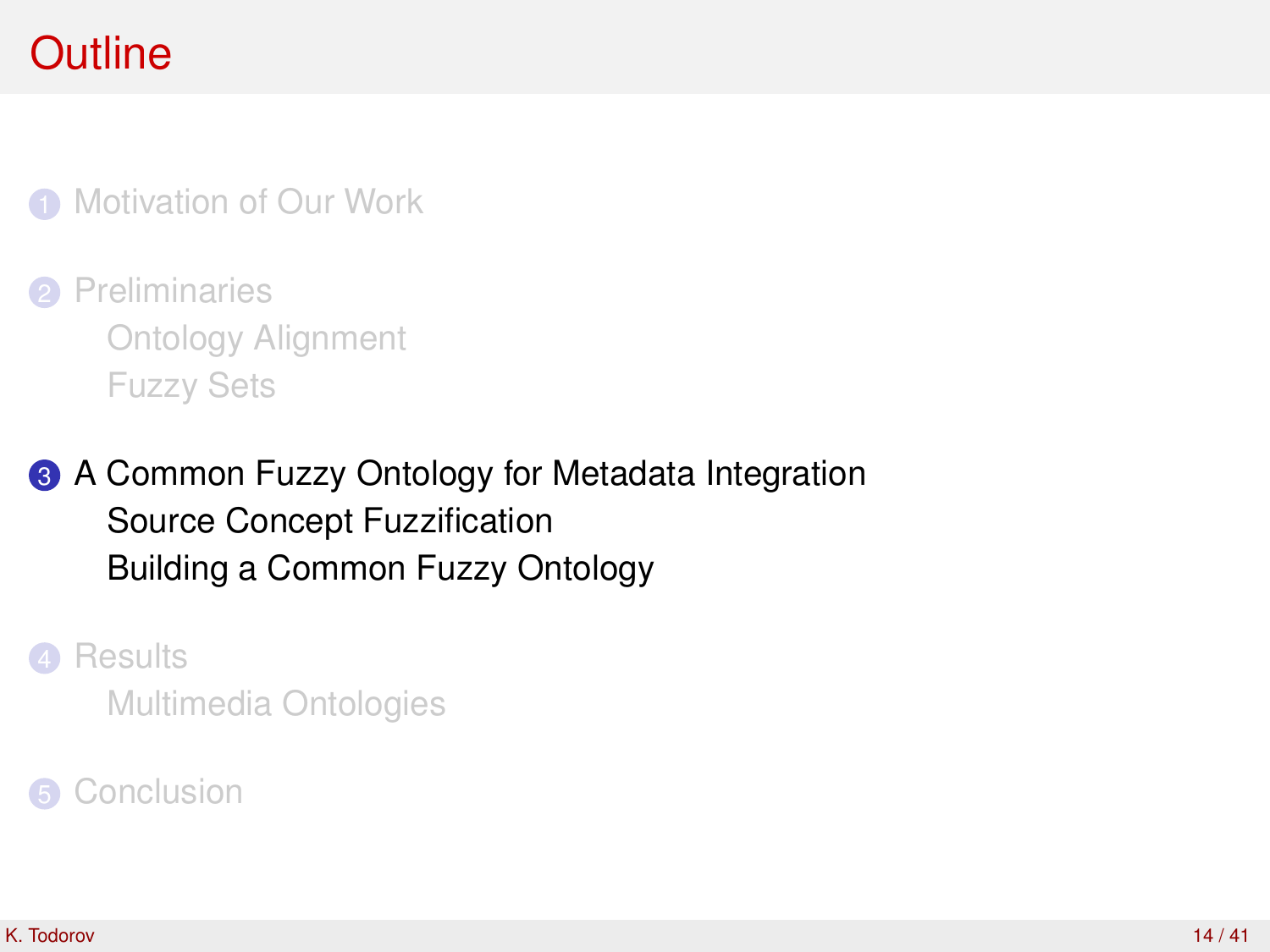# Outline

1. Motivation of Our Work
2. Preliminaries
   - Ontology Alignment
   - Fuzzy Sets
3. A Common Fuzzy Ontology for Metadata Integration
   - Source Concept Fuzzification
   - Building a Common Fuzzy Ontology
4. Results
   - Multimedia Ontologies
5. Conclusion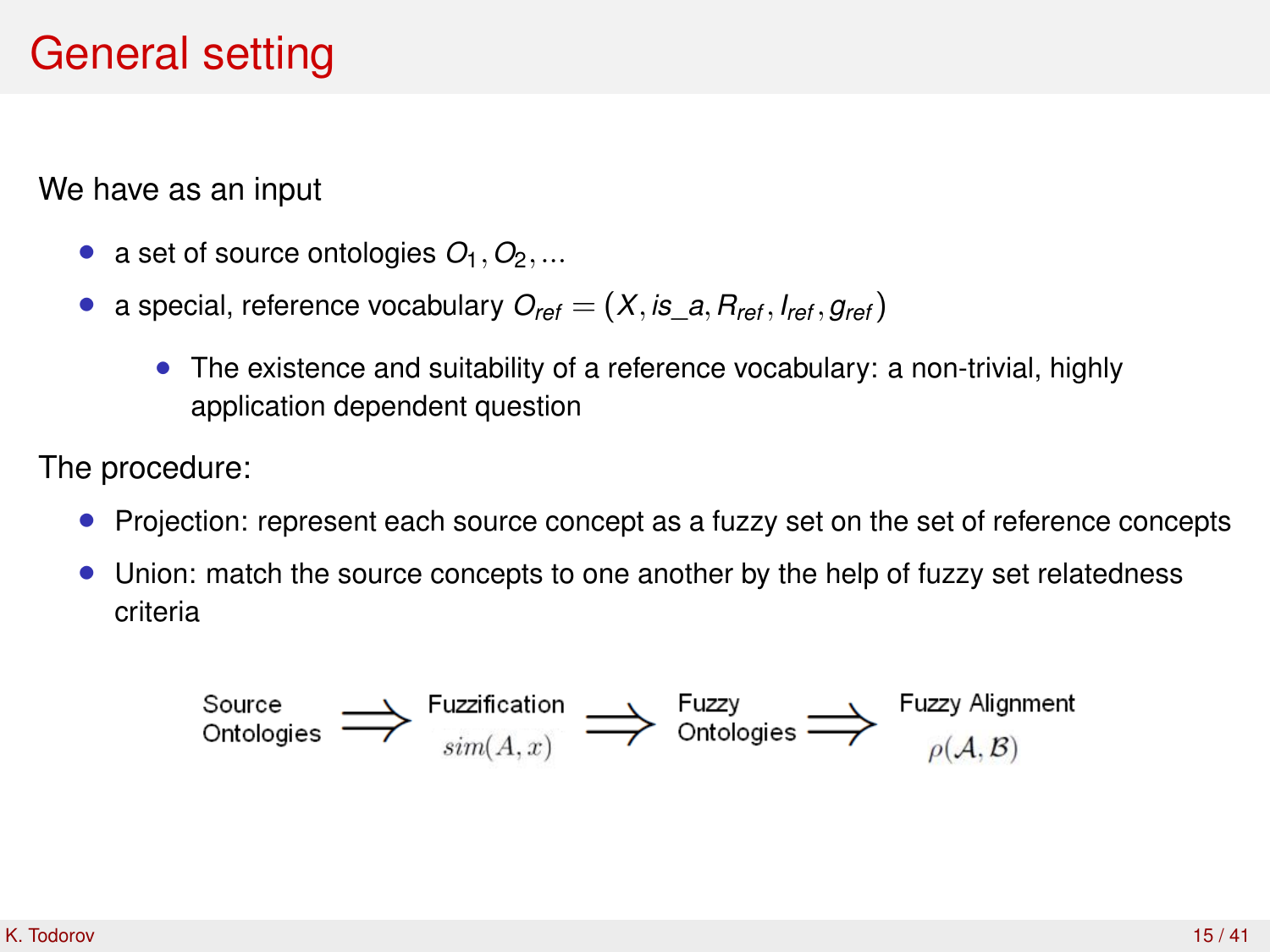# General setting

We have as an input

- a set of source ontologies $O_1, O_2, \ldots$
- a special, reference vocabulary $O_{ref} = (X, is\_a, R_{ref}, I_{ref}, g_{ref})$
  - The existence and suitability of a reference vocabulary: a non-trivial, highly application dependent question

The procedure:

- Projection: represent each source concept as a fuzzy set on the set of reference concepts
- Union: match the source concepts to one another by the help of fuzzy set relatedness criteria

Source Ontologies $\Longrightarrow$ Fuzzification $sim(A, x)$ $\Longrightarrow$ Fuzzy Ontologies $\Longrightarrow$ Fuzzy Alignment $\rho(\mathcal{A}, \mathcal{B})$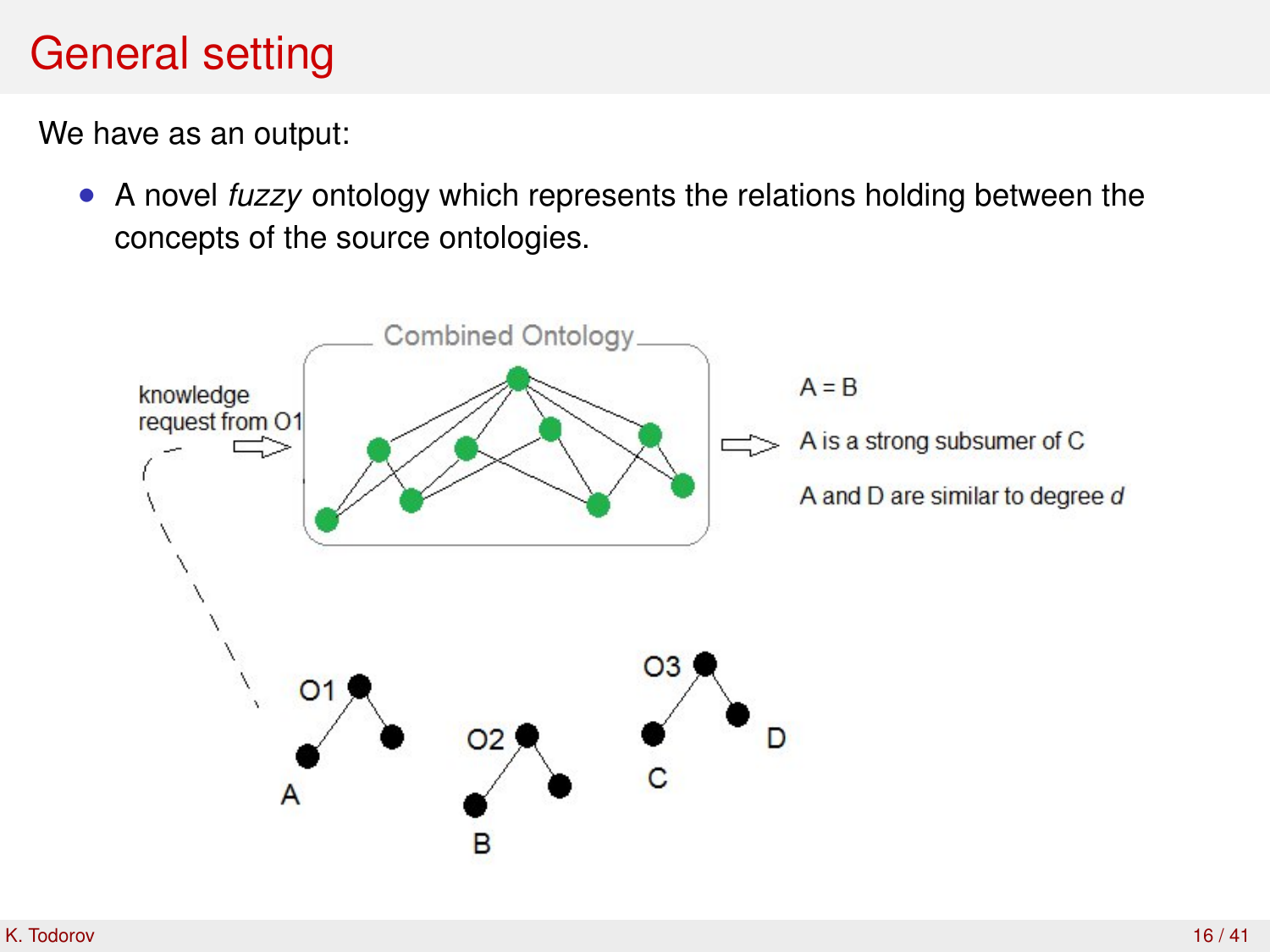# General setting

We have as an output:

- A novel *fuzzy* ontology which represents the relations holding between the concepts of the source ontologies.

knowledge request from O1

Combined Ontology

A = B

A is a strong subsumer of C

A and D are similar to degree *d*

O1 A

O2 B

O3 C D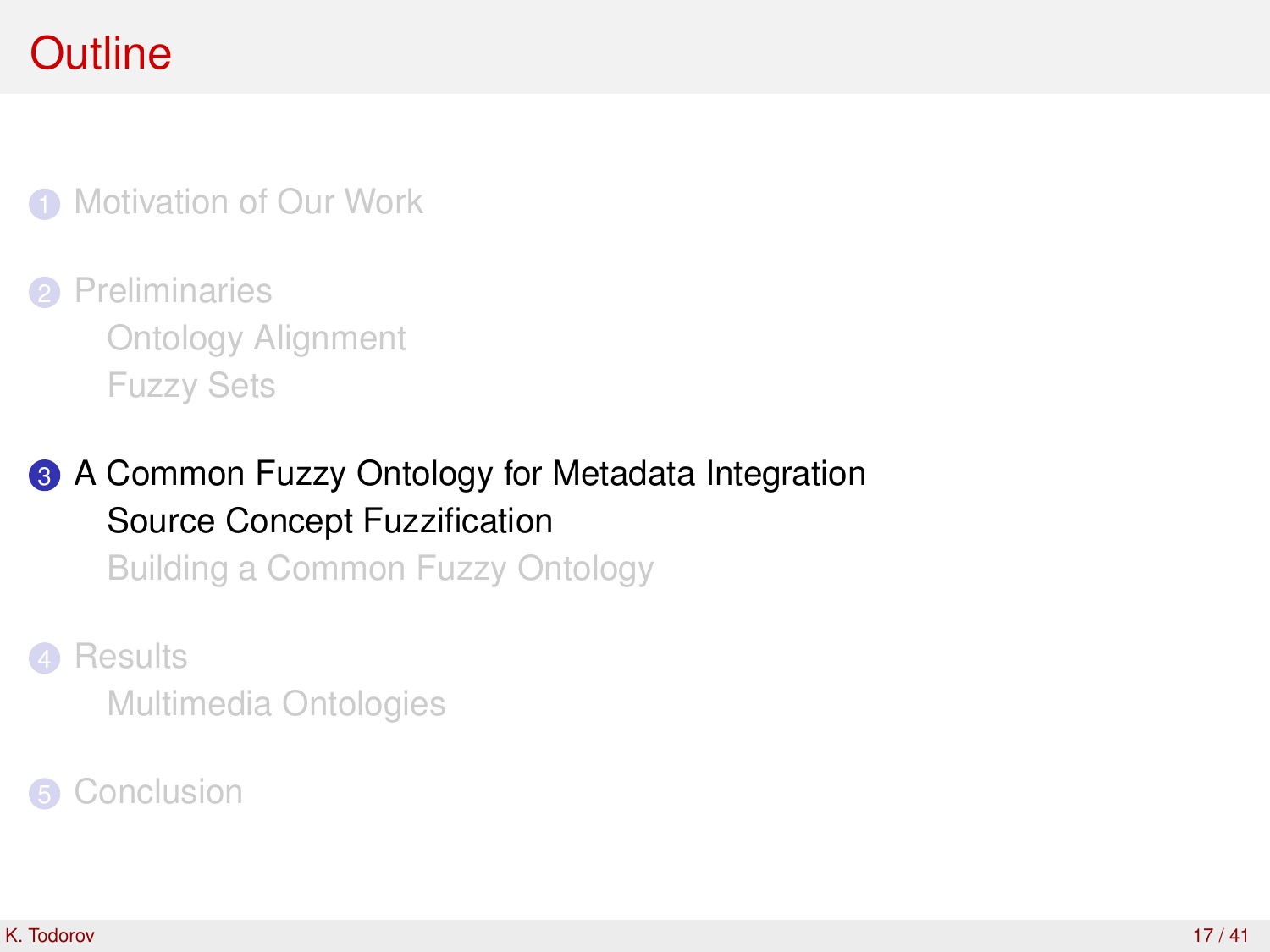# Outline

1. Motivation of Our Work
2. Preliminaries
   - Ontology Alignment
   - Fuzzy Sets
3. A Common Fuzzy Ontology for Metadata Integration
   - Source Concept Fuzzification
   - Building a Common Fuzzy Ontology
4. Results
   - Multimedia Ontologies
5. Conclusion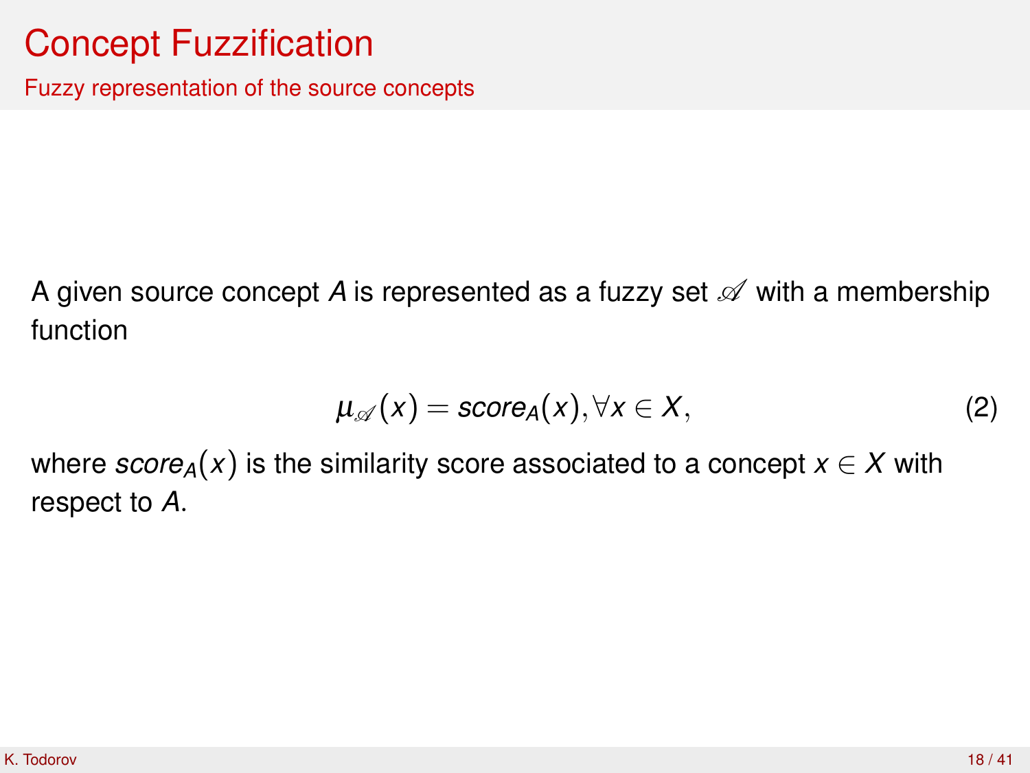# Concept Fuzzification

## Fuzzy representation of the source concepts

A given source concept $A$ is represented as a fuzzy set $\mathscr{A}$ with a membership function

$$\mu_{\mathscr{A}}(x) = score_A(x), \forall x \in X, \tag{2}$$

where $score_A(x)$ is the similarity score associated to a concept $x \in X$ with respect to $A$.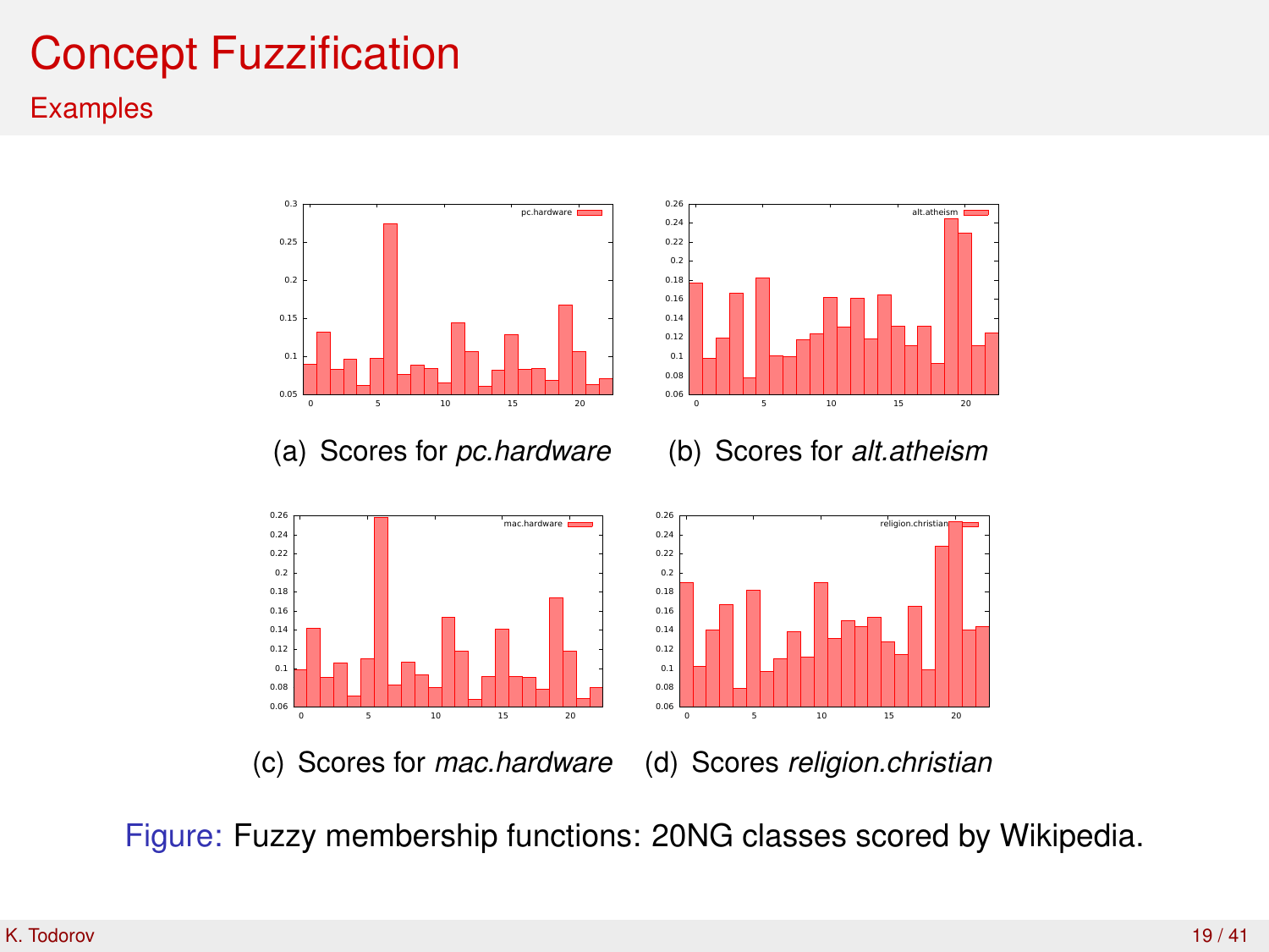# Concept Fuzzification

## Examples

(a) Scores for *pc.hardware*

(b) Scores for *alt.atheism*

(c) Scores for *mac.hardware*

(d) Scores *religion.christian*

Figure: Fuzzy membership functions: 20NG classes scored by Wikipedia.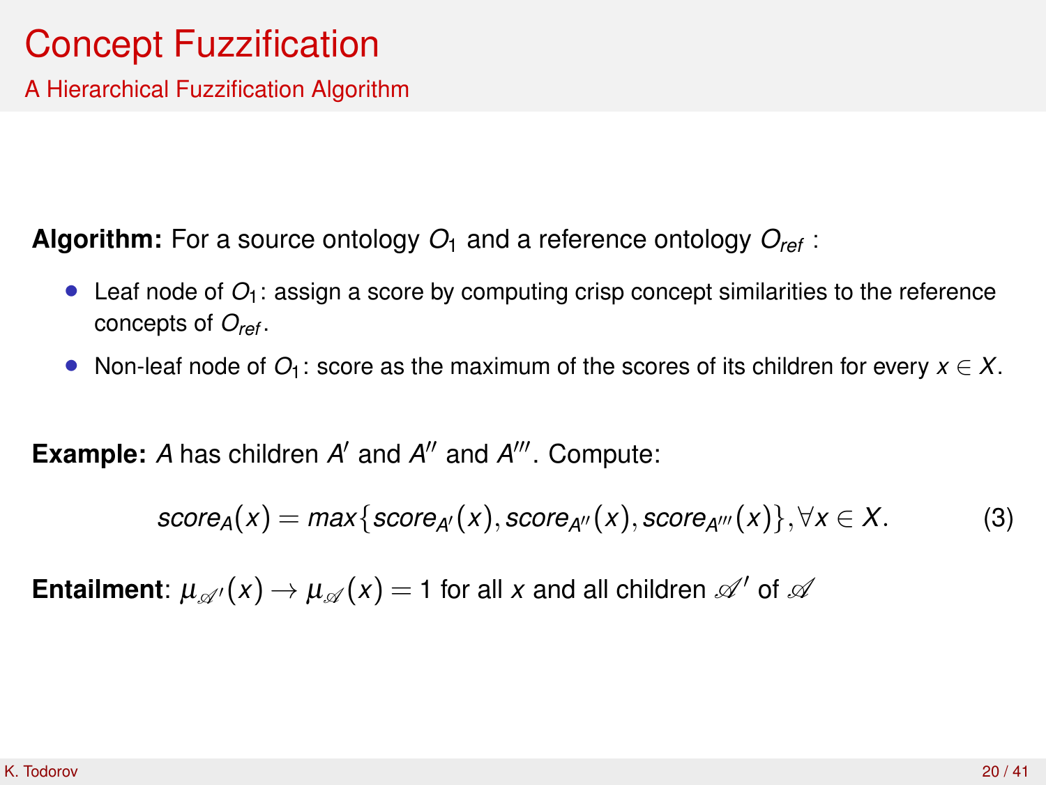# Concept Fuzzification

## A Hierarchical Fuzzification Algorithm

**Algorithm:** For a source ontology $O_1$ and a reference ontology $O_{ref}$ :

- Leaf node of $O_1$: assign a score by computing crisp concept similarities to the reference concepts of $O_{ref}$.
- Non-leaf node of $O_1$: score as the maximum of the scores of its children for every $x \in X$.

**Example:** $A$ has children $A'$ and $A''$ and $A'''$. Compute:

$$score_A(x) = max\{score_{A'}(x), score_{A''}(x), score_{A'''}(x)\}, \forall x \in X. \tag{3}$$

**Entailment**: $\mu_{\mathscr{A}'}(x) \rightarrow \mu_{\mathscr{A}}(x) = 1$ for all $x$ and all children $\mathscr{A}'$ of $\mathscr{A}$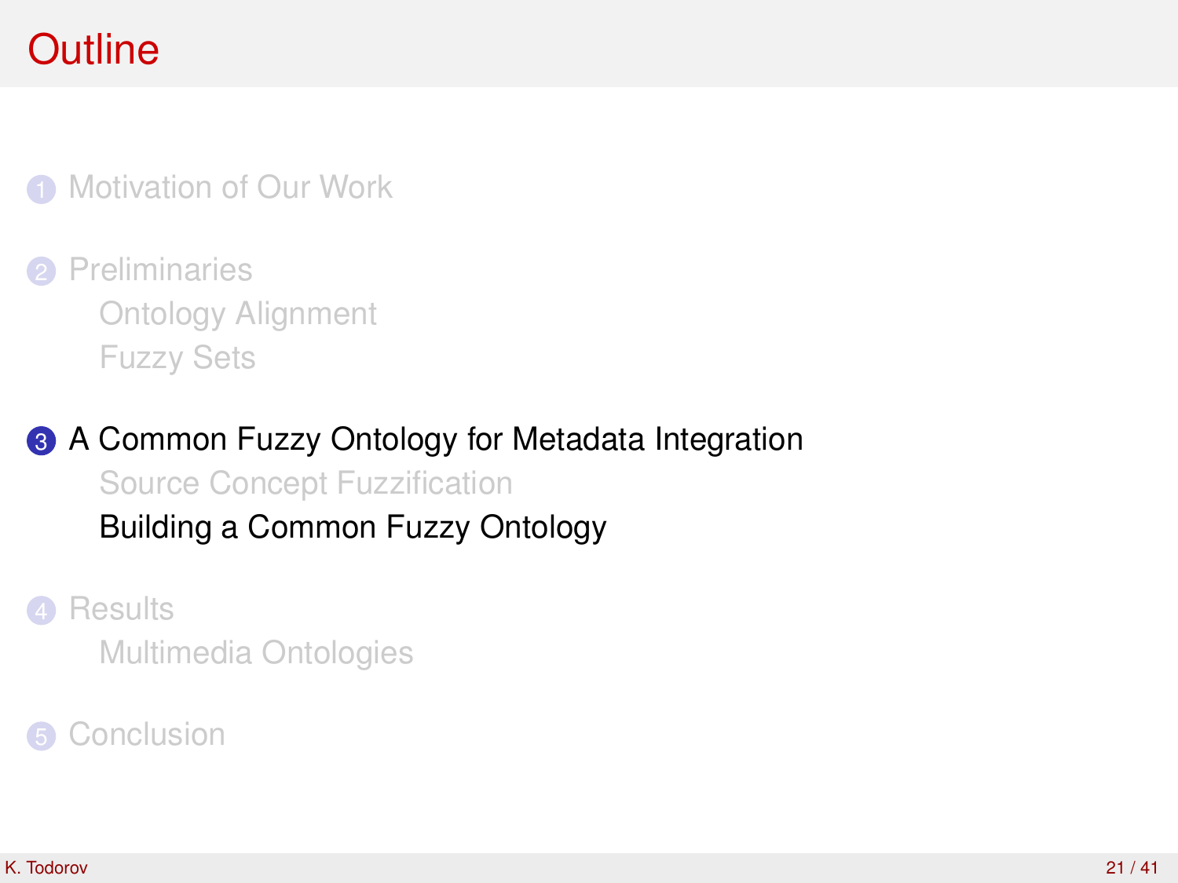# Outline

1. Motivation of Our Work
2. Preliminaries
   - Ontology Alignment
   - Fuzzy Sets
3. **A Common Fuzzy Ontology for Metadata Integration**
   - Source Concept Fuzzification
   - **Building a Common Fuzzy Ontology**
4. Results
   - Multimedia Ontologies
5. Conclusion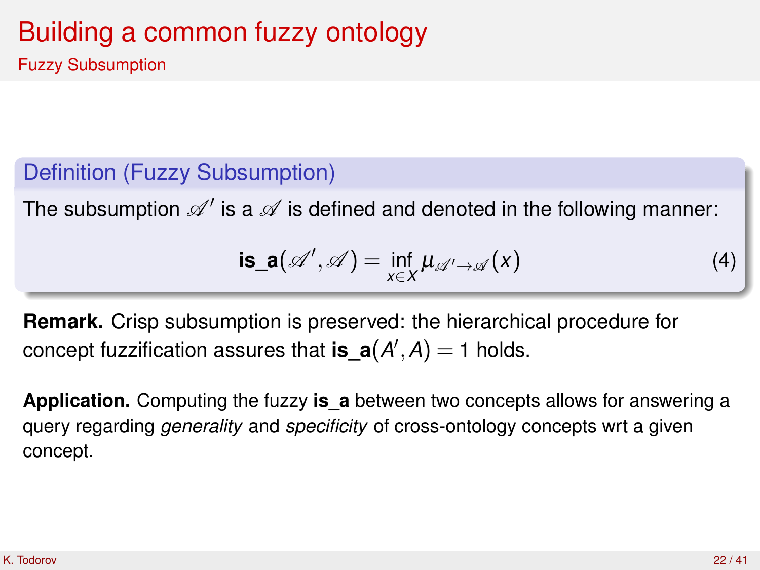# Building a common fuzzy ontology

## Fuzzy Subsumption

### Definition (Fuzzy Subsumption)

The subsumption $\mathscr{A}'$ is a $\mathscr{A}$ is defined and denoted in the following manner:

$$\textbf{is\_a}(\mathscr{A}', \mathscr{A}) = \inf_{x \in X} \mu_{\mathscr{A}' \to \mathscr{A}}(x) \tag{4}$$

**Remark.** Crisp subsumption is preserved: the hierarchical procedure for concept fuzzification assures that $\textbf{is\_a}(A', A) = 1$ holds.

**Application.** Computing the fuzzy **is_a** between two concepts allows for answering a query regarding *generality* and *specificity* of cross-ontology concepts wrt a given concept.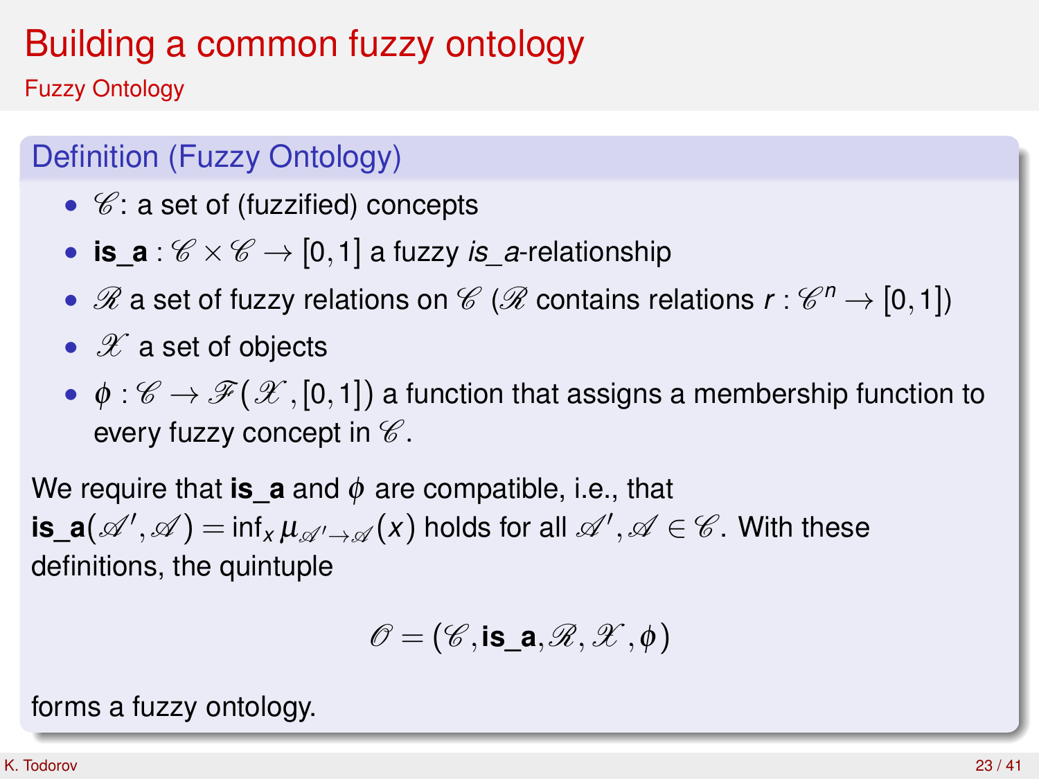# Building a common fuzzy ontology

## Fuzzy Ontology

### Definition (Fuzzy Ontology)

- $\mathscr{C}$: a set of (fuzzified) concepts
- $\textbf{is\_a} : \mathscr{C} \times \mathscr{C} \to [0,1]$ a fuzzy *is_a*-relationship
- $\mathscr{R}$ a set of fuzzy relations on $\mathscr{C}$ ($\mathscr{R}$ contains relations $r : \mathscr{C}^n \to [0,1]$)
- $\mathscr{X}$ a set of objects
- $\phi : \mathscr{C} \to \mathscr{F}(\mathscr{X}, [0,1])$ a function that assigns a membership function to every fuzzy concept in $\mathscr{C}$.

We require that **is_a** and $\phi$ are compatible, i.e., that $\textbf{is\_a}(\mathscr{A}', \mathscr{A}) = \inf_x \mu_{\mathscr{A}' \to \mathscr{A}}(x)$ holds for all $\mathscr{A}', \mathscr{A} \in \mathscr{C}$. With these definitions, the quintuple

$$\mathscr{O} = (\mathscr{C}, \textbf{is\_a}, \mathscr{R}, \mathscr{X}, \phi)$$

forms a fuzzy ontology.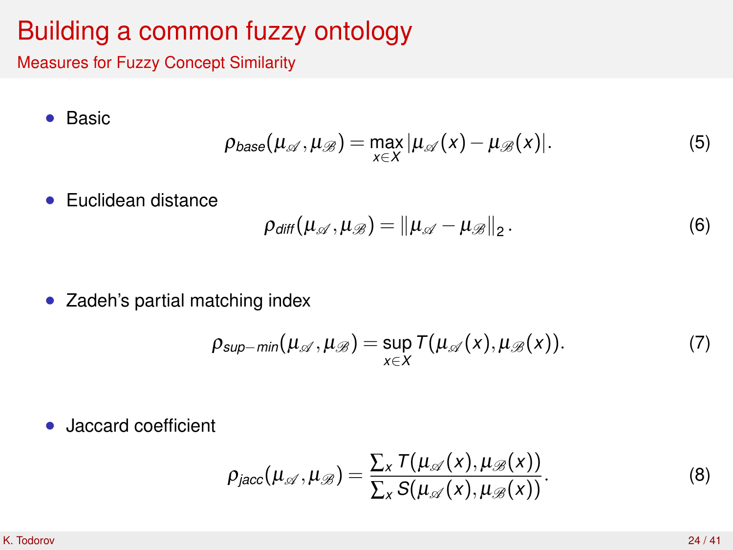# Building a common fuzzy ontology

## Measures for Fuzzy Concept Similarity

- Basic

$$\rho_{base}(\mu_{\mathscr{A}}, \mu_{\mathscr{B}}) = \max_{x \in X} |\mu_{\mathscr{A}}(x) - \mu_{\mathscr{B}}(x)|. \tag{5}$$

- Euclidean distance

$$\rho_{diff}(\mu_{\mathscr{A}}, \mu_{\mathscr{B}}) = \|\mu_{\mathscr{A}} - \mu_{\mathscr{B}}\|_2 . \tag{6}$$

- Zadeh's partial matching index

$$\rho_{sup-min}(\mu_{\mathscr{A}}, \mu_{\mathscr{B}}) = \sup_{x \in X} T(\mu_{\mathscr{A}}(x), \mu_{\mathscr{B}}(x)). \tag{7}$$

- Jaccard coefficient

$$\rho_{jacc}(\mu_{\mathscr{A}}, \mu_{\mathscr{B}}) = \frac{\sum_x T(\mu_{\mathscr{A}}(x), \mu_{\mathscr{B}}(x))}{\sum_x S(\mu_{\mathscr{A}}(x), \mu_{\mathscr{B}}(x))}. \tag{8}$$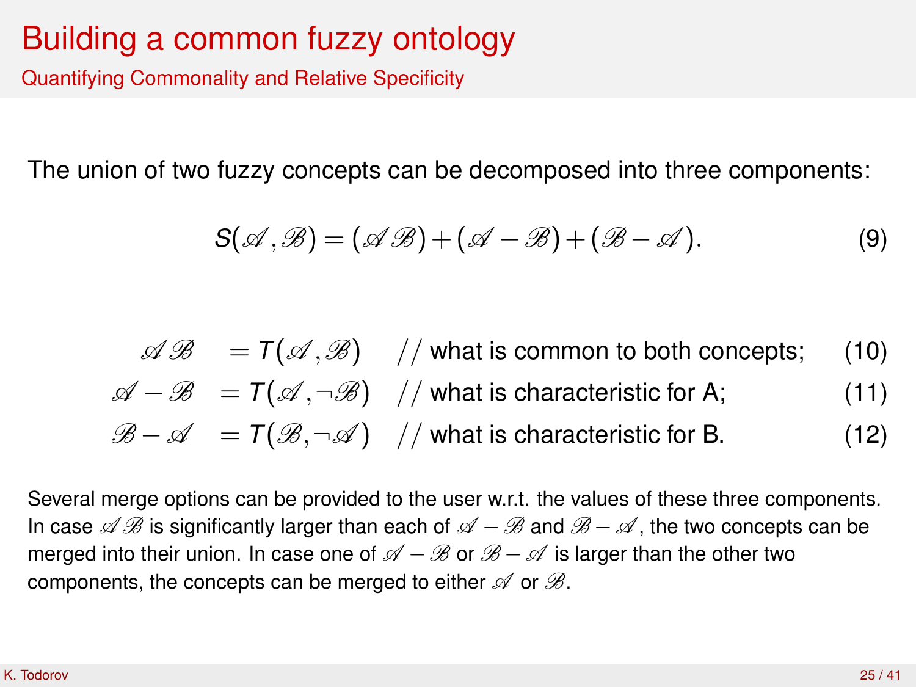# Building a common fuzzy ontology

## Quantifying Commonality and Relative Specificity

The union of two fuzzy concepts can be decomposed into three components:

$$S(\mathscr{A},\mathscr{B}) = (\mathscr{A}\mathscr{B}) + (\mathscr{A}-\mathscr{B}) + (\mathscr{B}-\mathscr{A}). \tag{9}$$

$$\mathscr{A}\mathscr{B} = T(\mathscr{A},\mathscr{B}) \quad // \text{ what is common to both concepts;} \tag{10}$$

$$\mathscr{A}-\mathscr{B} = T(\mathscr{A},\neg\mathscr{B}) \quad // \text{ what is characteristic for A;} \tag{11}$$

$$\mathscr{B}-\mathscr{A} = T(\mathscr{B},\neg\mathscr{A}) \quad // \text{ what is characteristic for B.} \tag{12}$$

Several merge options can be provided to the user w.r.t. the values of these three components. In case $\mathscr{A}\mathscr{B}$ is significantly larger than each of $\mathscr{A}-\mathscr{B}$ and $\mathscr{B}-\mathscr{A}$, the two concepts can be merged into their union. In case one of $\mathscr{A}-\mathscr{B}$ or $\mathscr{B}-\mathscr{A}$ is larger than the other two components, the concepts can be merged to either $\mathscr{A}$ or $\mathscr{B}$.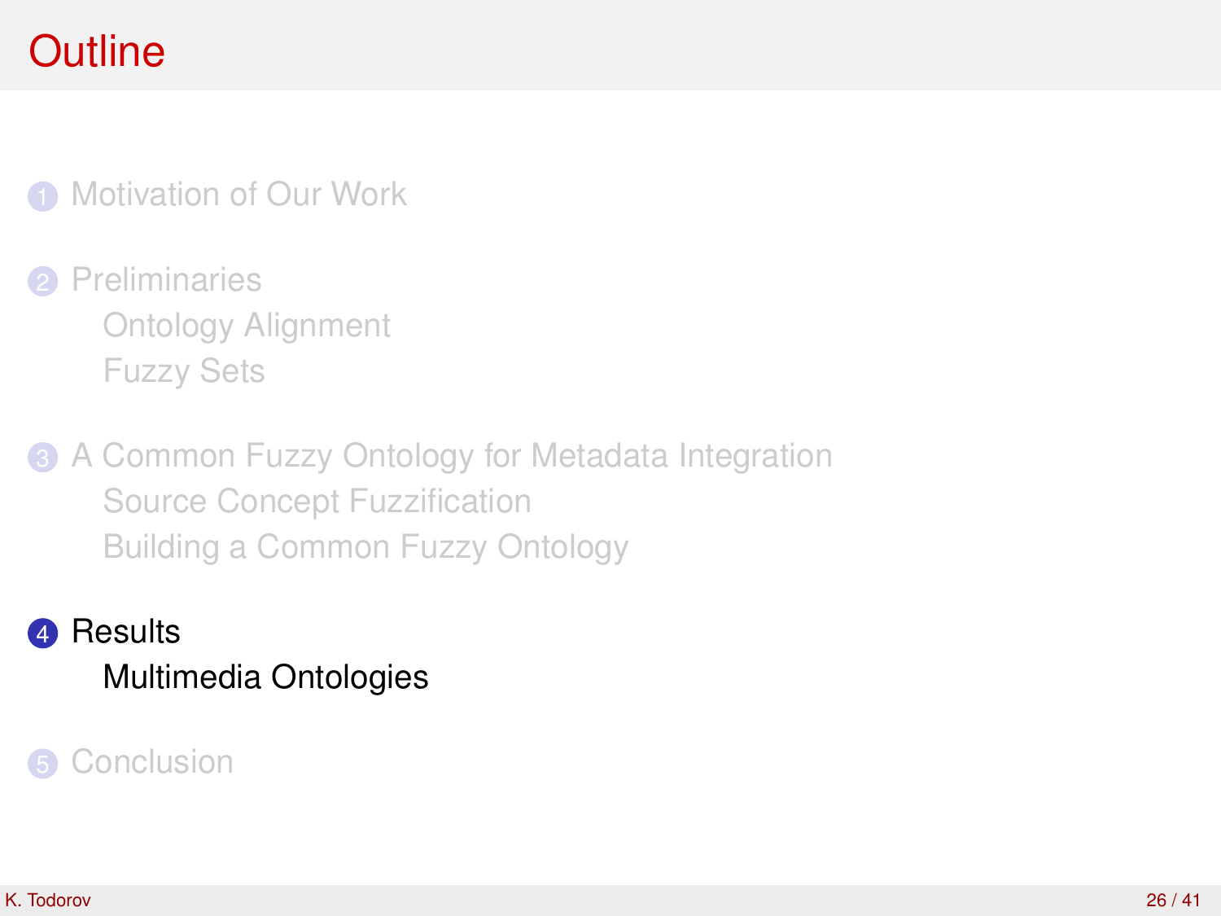# Outline

1. Motivation of Our Work
2. Preliminaries
   - Ontology Alignment
   - Fuzzy Sets
3. A Common Fuzzy Ontology for Metadata Integration
   - Source Concept Fuzzification
   - Building a Common Fuzzy Ontology
4. Results
   - Multimedia Ontologies
5. Conclusion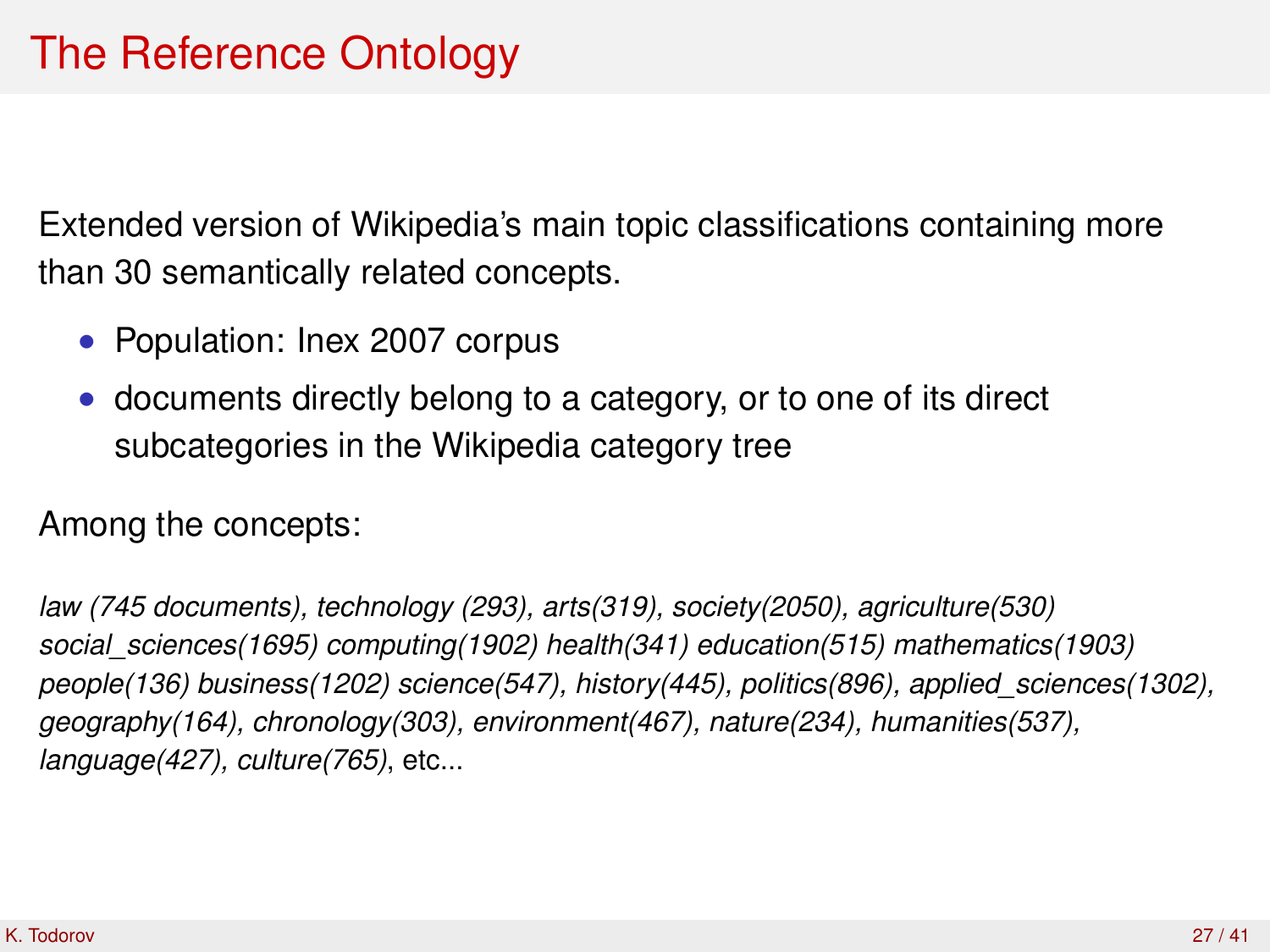# The Reference Ontology

Extended version of Wikipedia's main topic classifications containing more than 30 semantically related concepts.

- Population: Inex 2007 corpus
- documents directly belong to a category, or to one of its direct subcategories in the Wikipedia category tree

Among the concepts:

*law (745 documents), technology (293), arts(319), society(2050), agriculture(530) social_sciences(1695) computing(1902) health(341) education(515) mathematics(1903) people(136) business(1202) science(547), history(445), politics(896), applied_sciences(1302), geography(164), chronology(303), environment(467), nature(234), humanities(537), language(427), culture(765)*, etc...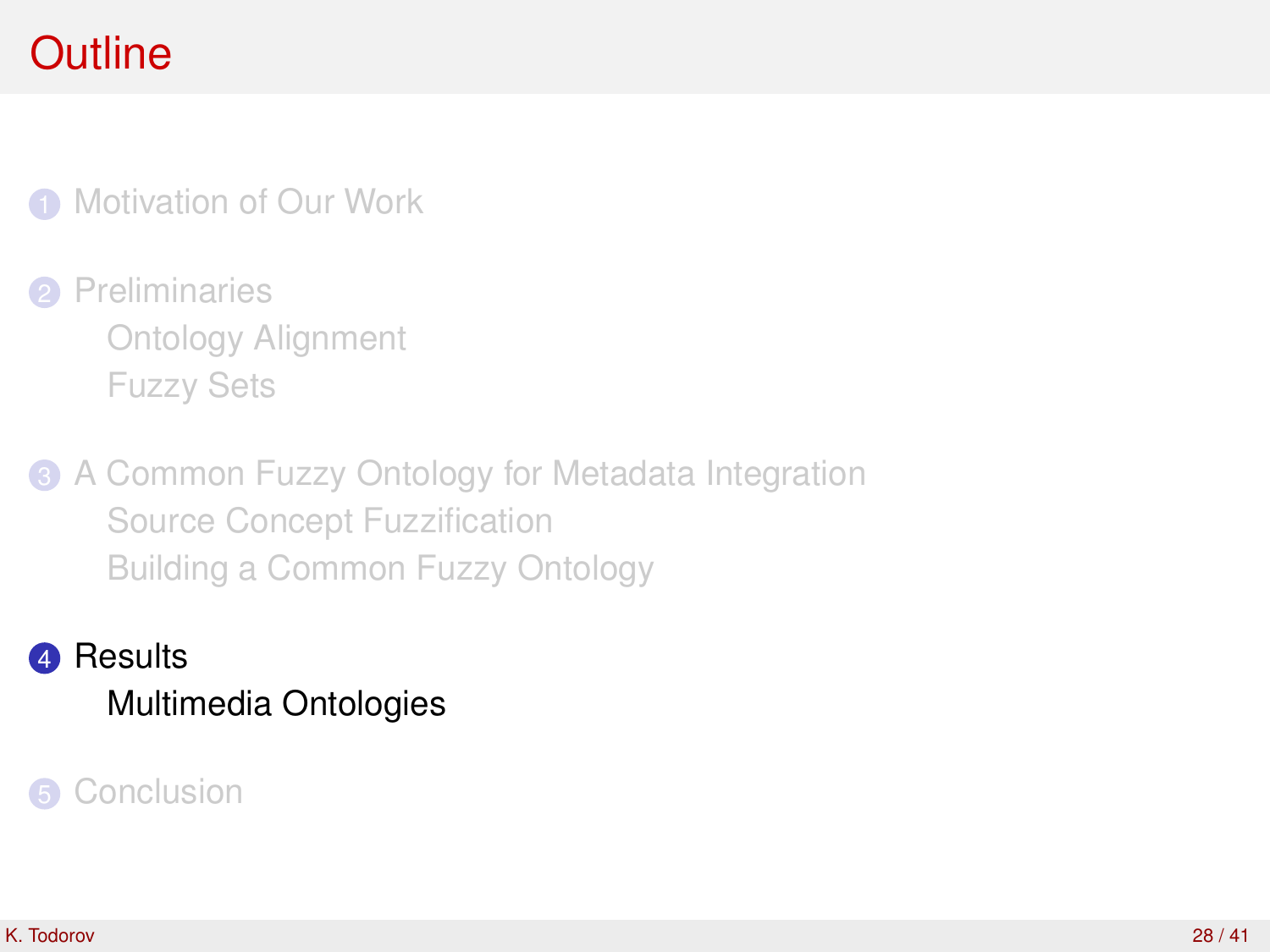# Outline

1. Motivation of Our Work
2. Preliminaries
   - Ontology Alignment
   - Fuzzy Sets
3. A Common Fuzzy Ontology for Metadata Integration
   - Source Concept Fuzzification
   - Building a Common Fuzzy Ontology
4. **Results**
   - **Multimedia Ontologies**
5. Conclusion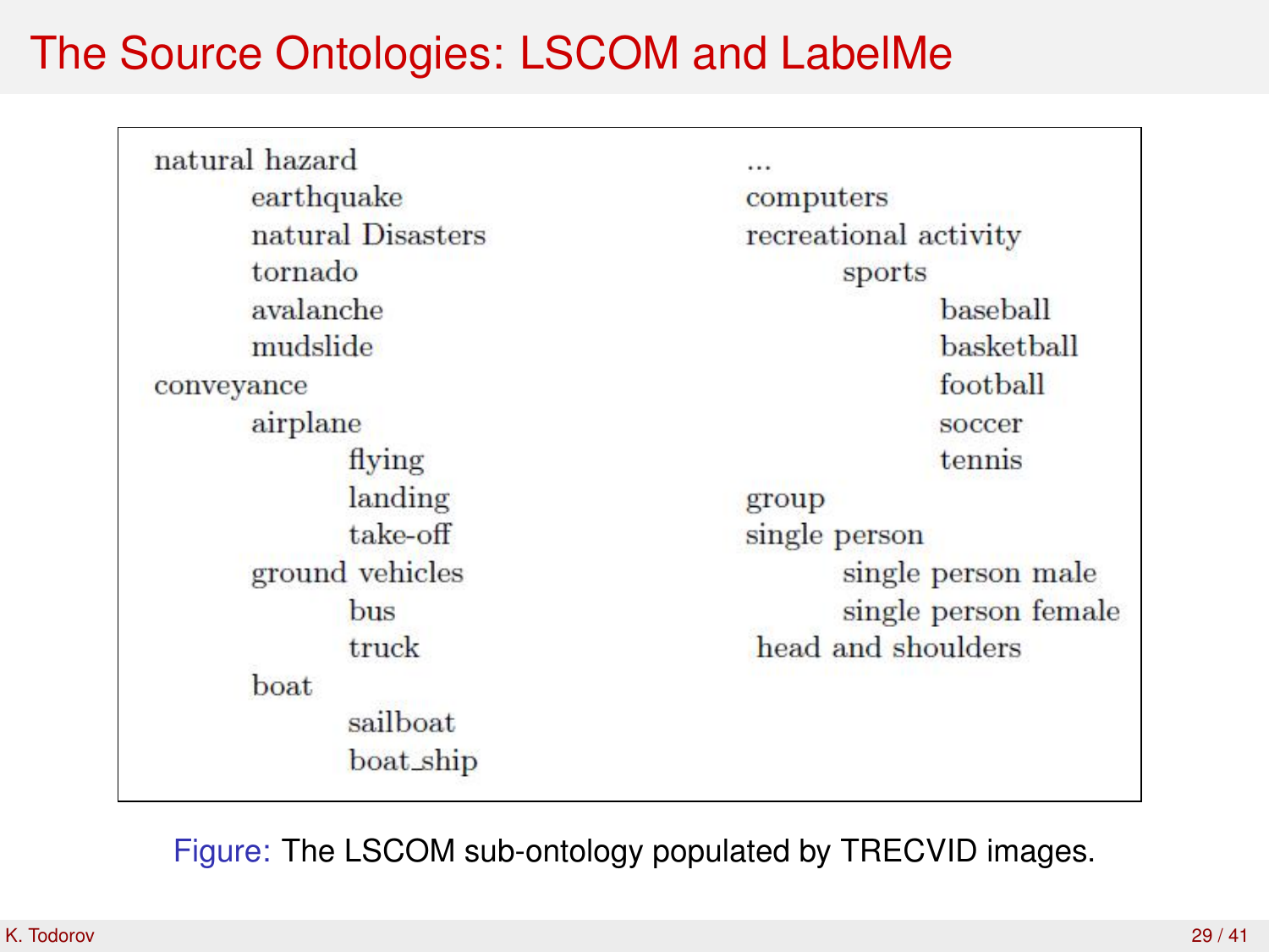# The Source Ontologies: LSCOM and LabelMe

- natural hazard
  - earthquake
  - natural Disasters
  - tornado
  - avalanche
  - mudslide
- conveyance
  - airplane
    - flying
    - landing
    - take-off
  - ground vehicles
    - bus
    - truck
  - boat
    - sailboat
    - boat_ship
- ...
- computers
- recreational activity
  - sports
    - baseball
    - basketball
    - football
    - soccer
    - tennis
- group
- single person
  - single person male
  - single person female
- head and shoulders

Figure: The LSCOM sub-ontology populated by TRECVID images.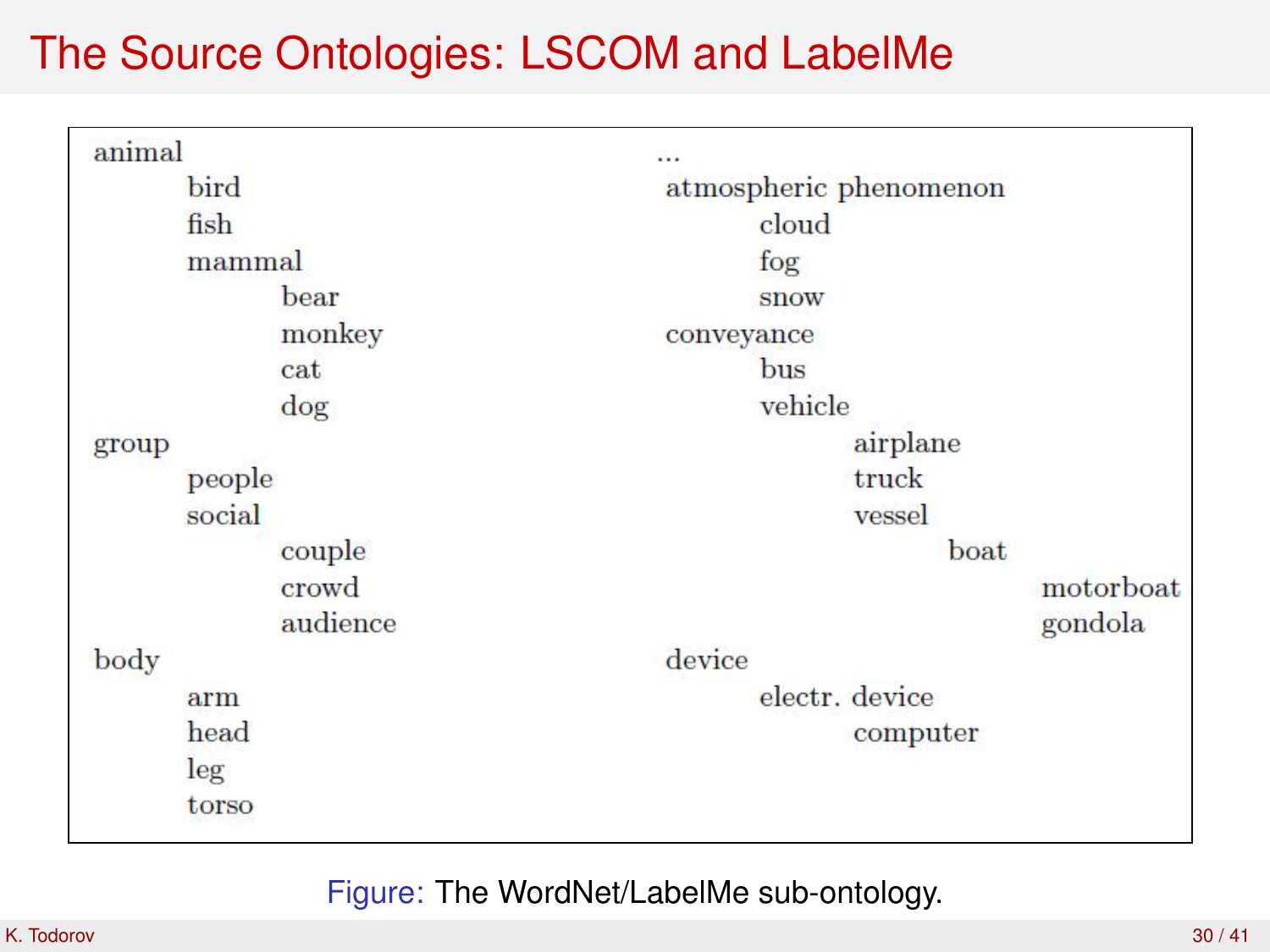# The Source Ontologies: LSCOM and LabelMe

- animal
  - bird
  - fish
  - mammal
    - bear
    - monkey
    - cat
    - dog
- group
  - people
  - social
    - couple
    - crowd
    - audience
- body
  - arm
  - head
  - leg
  - torso
- ...
- atmospheric phenomenon
  - cloud
  - fog
  - snow
- conveyance
  - bus
  - vehicle
    - airplane
    - truck
    - vessel
      - boat
        - motorboat
        - gondola
- device
  - electr. device
    - computer

Figure: The WordNet/LabelMe sub-ontology.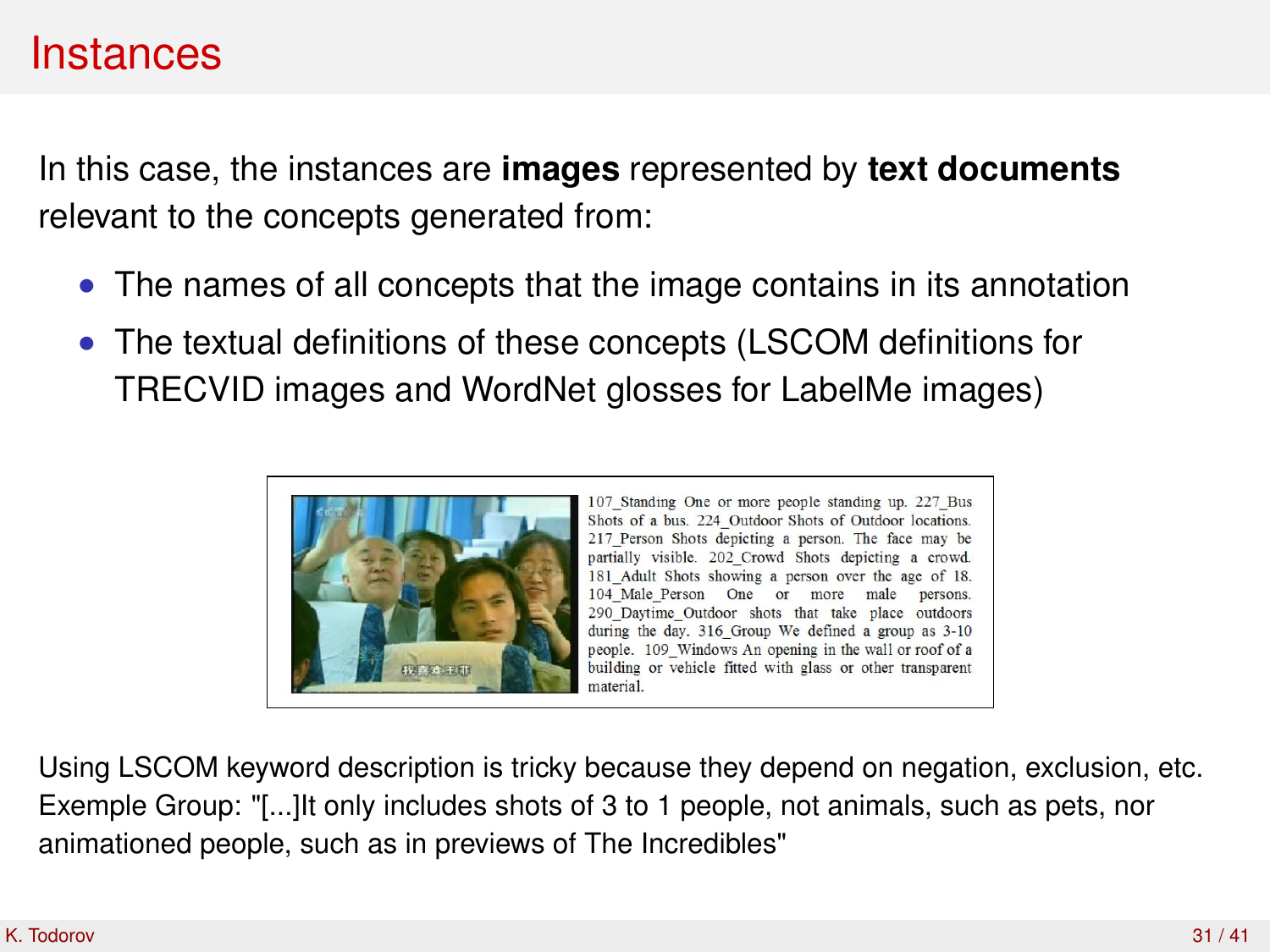# Instances

In this case, the instances are **images** represented by **text documents** relevant to the concepts generated from:

- The names of all concepts that the image contains in its annotation
- The textual definitions of these concepts (LSCOM definitions for TRECVID images and WordNet glosses for LabelMe images)

107_Standing One or more people standing up. 227_Bus Shots of a bus. 224_Outdoor Shots of Outdoor locations. 217_Person Shots depicting a person. The face may be partially visible. 202_Crowd Shots depicting a crowd. 181_Adult Shots showing a person over the age of 18. 104_Male_Person One or more male persons. 290_Daytime_Outdoor shots that take place outdoors during the day. 316_Group We defined a group as 3-10 people. 109_Windows An opening in the wall or roof of a building or vehicle fitted with glass or other transparent material.

Using LSCOM keyword description is tricky because they depend on negation, exclusion, etc. Exemple Group: "[...]It only includes shots of 3 to 1 people, not animals, such as pets, nor animationed people, such as in previews of The Incredibles"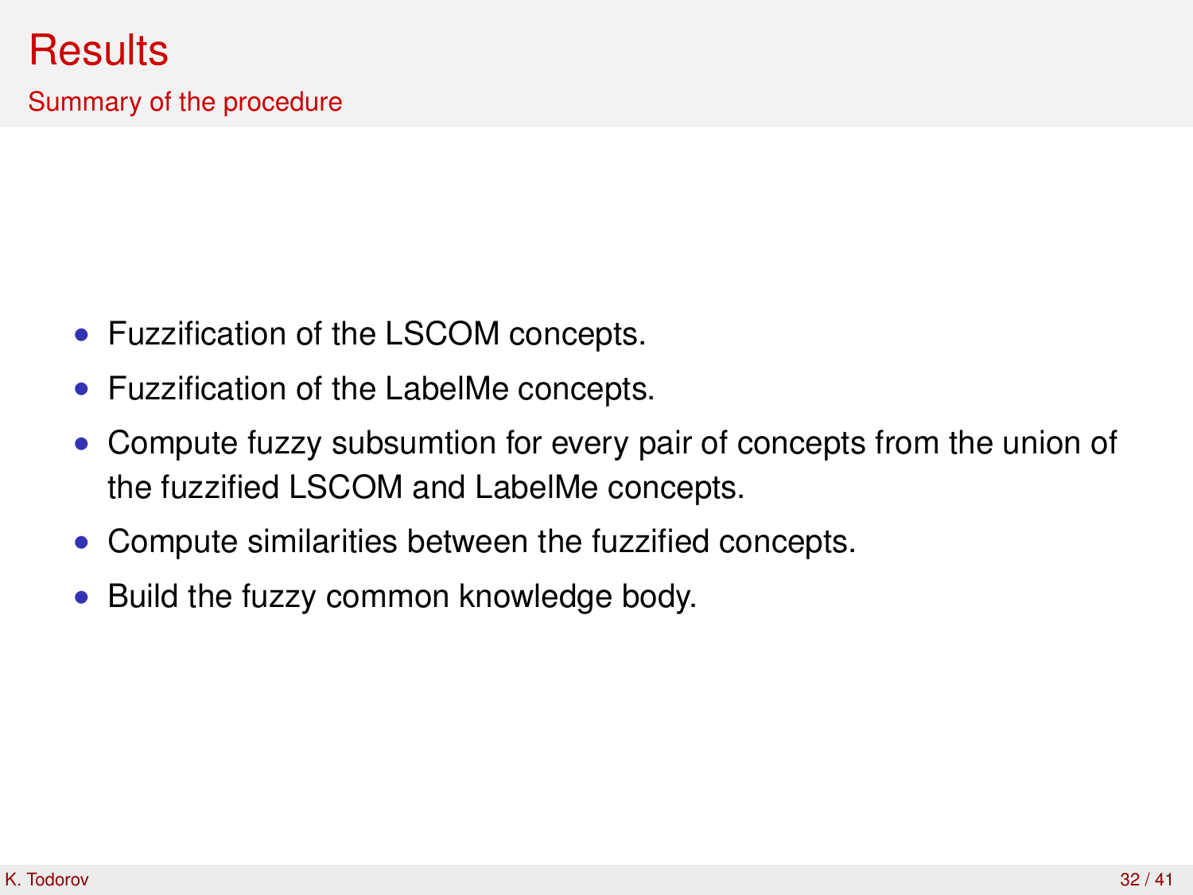# Results

## Summary of the procedure

- Fuzzification of the LSCOM concepts.
- Fuzzification of the LabelMe concepts.
- Compute fuzzy subsumtion for every pair of concepts from the union of the fuzzified LSCOM and LabelMe concepts.
- Compute similarities between the fuzzified concepts.
- Build the fuzzy common knowledge body.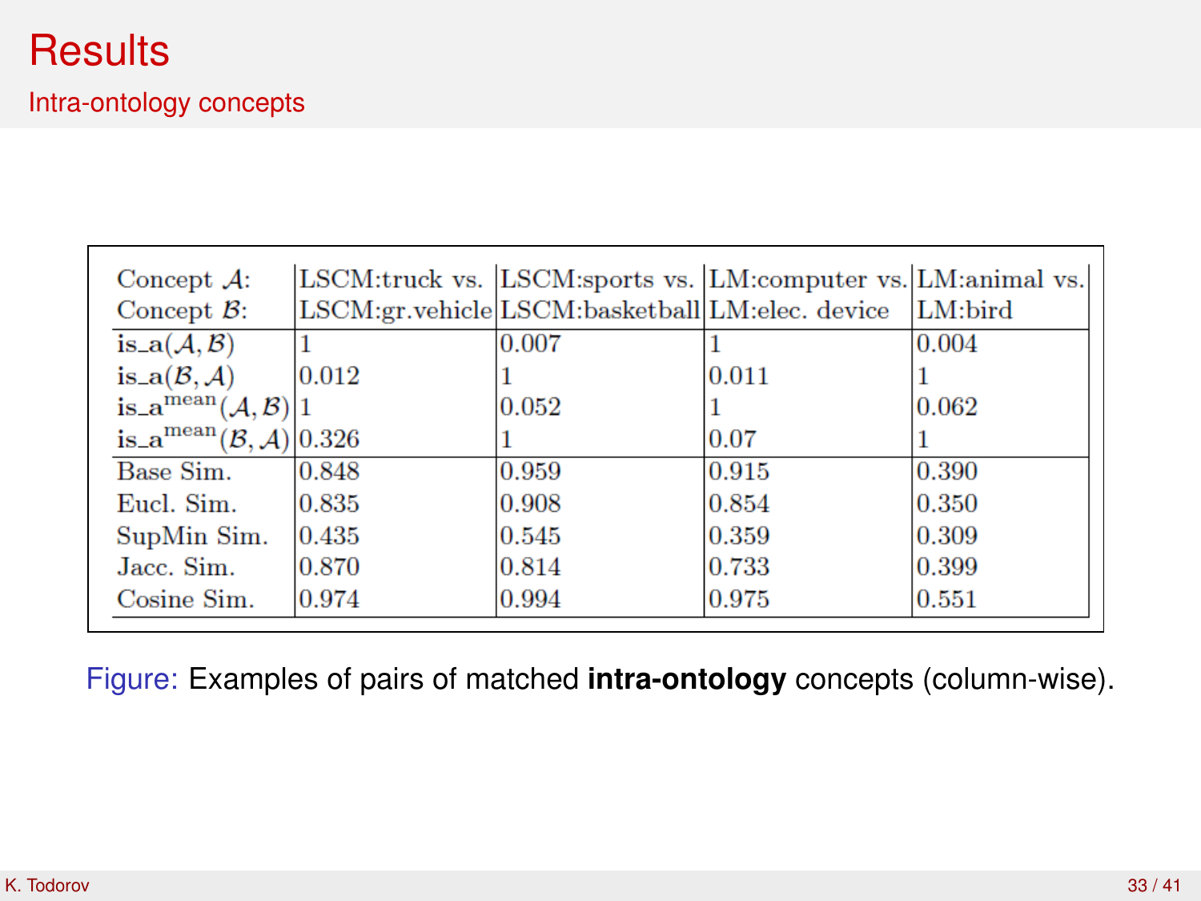# Results

## Intra-ontology concepts

| Concept $\mathcal{A}$: / Concept $\mathcal{B}$: | LSCM:truck vs. LSCM:gr.vehicle | LSCM:sports vs. LSCM:basketball | LM:computer vs. LM:elec. device | LM:animal vs. LM:bird |
|---|---|---|---|---|
| $\text{is\_a}(\mathcal{A}, \mathcal{B})$ | 1 | 0.007 | 1 | 0.004 |
| $\text{is\_a}(\mathcal{B}, \mathcal{A})$ | 0.012 | 1 | 0.011 | 1 |
| $\text{is\_a}^{\text{mean}}(\mathcal{A}, \mathcal{B})$ | 1 | 0.052 | 1 | 0.062 |
| $\text{is\_a}^{\text{mean}}(\mathcal{B}, \mathcal{A})$ | 0.326 | 1 | 0.07 | 1 |
| Base Sim. | 0.848 | 0.959 | 0.915 | 0.390 |
| Eucl. Sim. | 0.835 | 0.908 | 0.854 | 0.350 |
| SupMin Sim. | 0.435 | 0.545 | 0.359 | 0.309 |
| Jacc. Sim. | 0.870 | 0.814 | 0.733 | 0.399 |
| Cosine Sim. | 0.974 | 0.994 | 0.975 | 0.551 |

Figure: Examples of pairs of matched **intra-ontology** concepts (column-wise).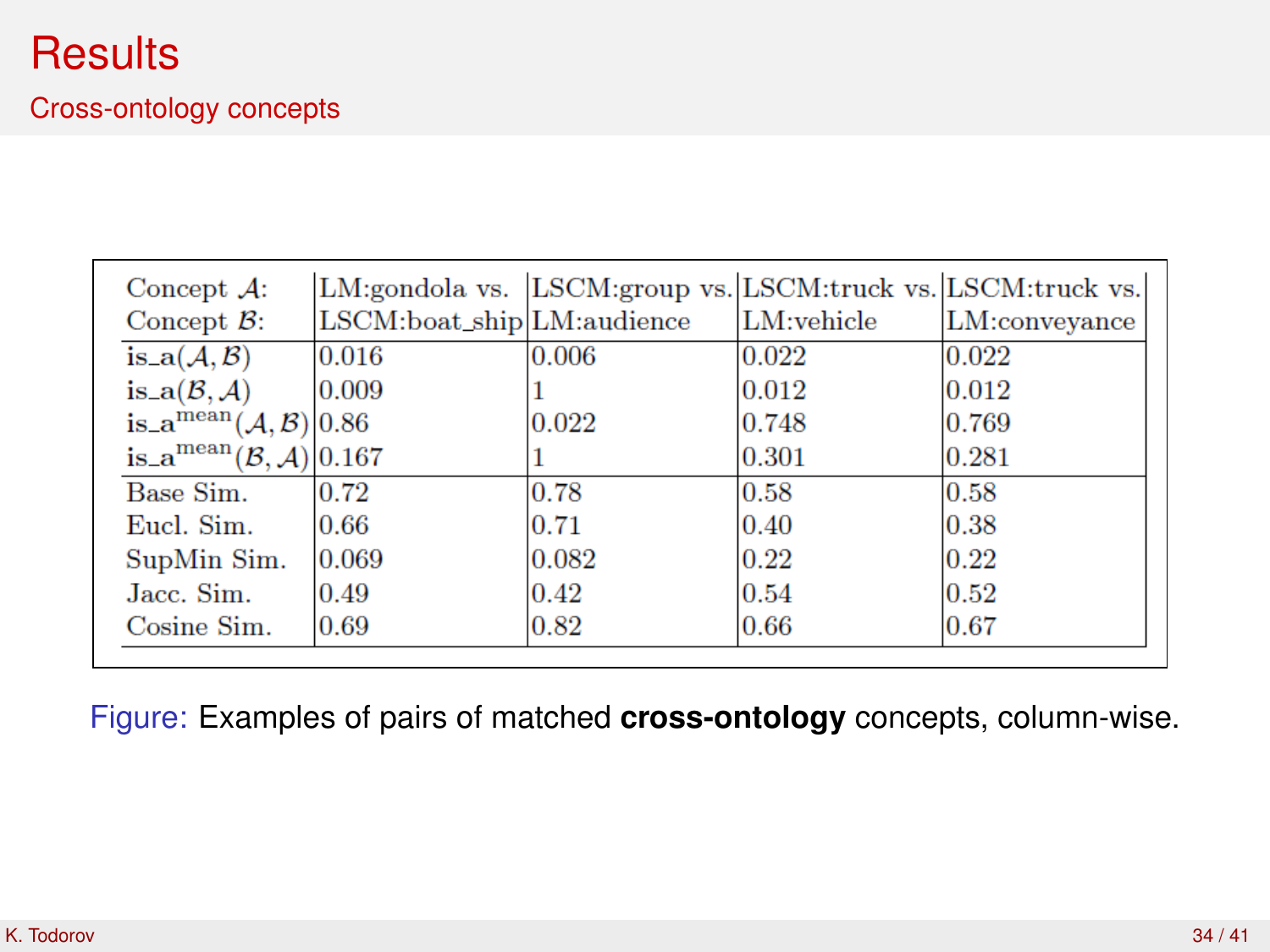# Results

## Cross-ontology concepts

| Concept $\mathcal{A}$: Concept $\mathcal{B}$: | LM:gondola vs. LSCM:boat_ship | LSCM:group vs. LM:audience | LSCM:truck vs. LM:vehicle | LSCM:truck vs. LM:conveyance |
|---|---|---|---|---|
| is_a$(\mathcal{A}, \mathcal{B})$ | 0.016 | 0.006 | 0.022 | 0.022 |
| is_a$(\mathcal{B}, \mathcal{A})$ | 0.009 | 1 | 0.012 | 0.012 |
| is_a$^{\text{mean}}(\mathcal{A}, \mathcal{B})$ | 0.86 | 0.022 | 0.748 | 0.769 |
| is_a$^{\text{mean}}(\mathcal{B}, \mathcal{A})$ | 0.167 | 1 | 0.301 | 0.281 |
| Base Sim. | 0.72 | 0.78 | 0.58 | 0.58 |
| Eucl. Sim. | 0.66 | 0.71 | 0.40 | 0.38 |
| SupMin Sim. | 0.069 | 0.082 | 0.22 | 0.22 |
| Jacc. Sim. | 0.49 | 0.42 | 0.54 | 0.52 |
| Cosine Sim. | 0.69 | 0.82 | 0.66 | 0.67 |

Figure: Examples of pairs of matched **cross-ontology** concepts, column-wise.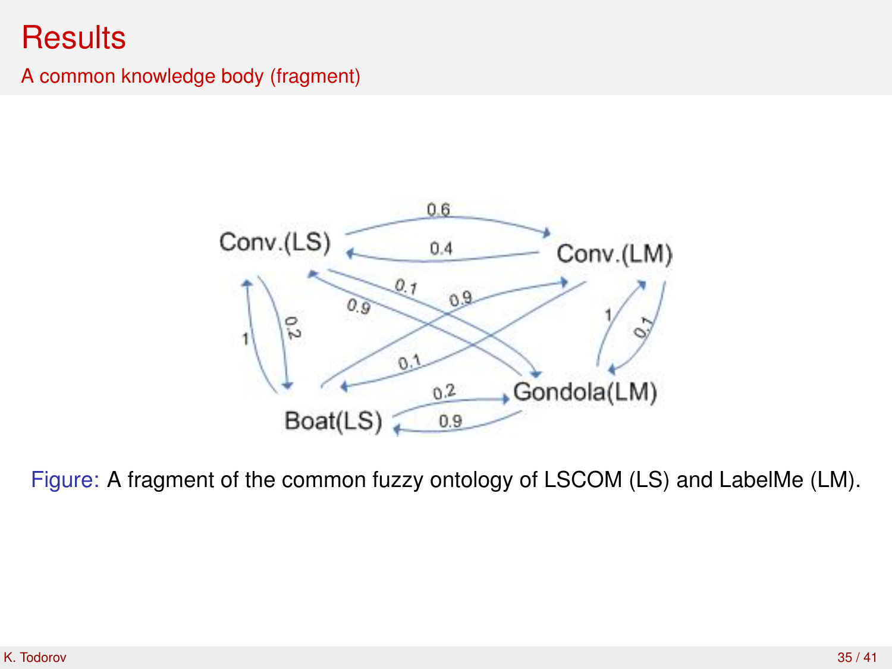# Results

## A common knowledge body (fragment)

Figure: A fragment of the common fuzzy ontology of LSCOM (LS) and LabelMe (LM).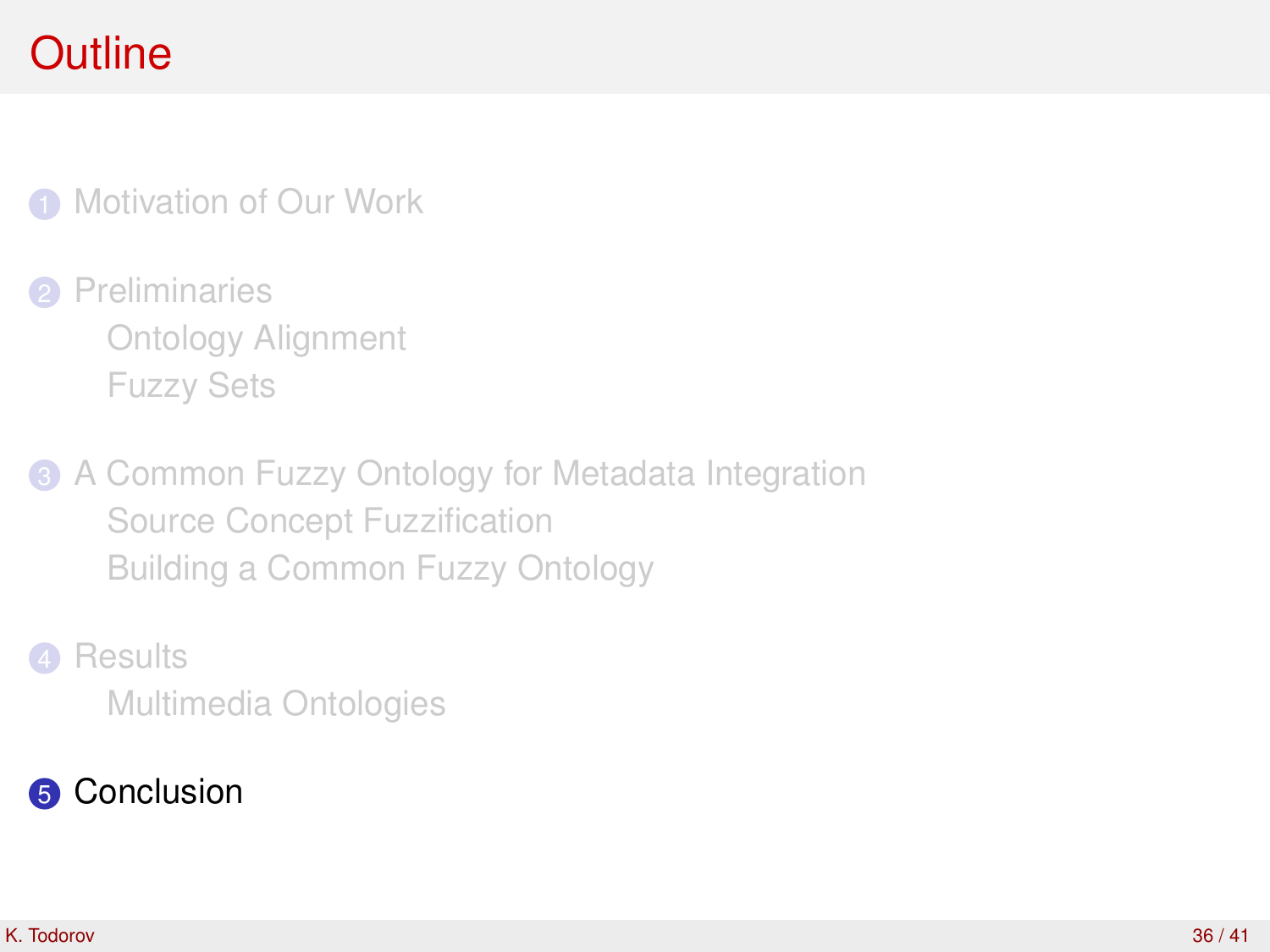# Outline

1. Motivation of Our Work
2. Preliminaries
   - Ontology Alignment
   - Fuzzy Sets
3. A Common Fuzzy Ontology for Metadata Integration
   - Source Concept Fuzzification
   - Building a Common Fuzzy Ontology
4. Results
   - Multimedia Ontologies
5. Conclusion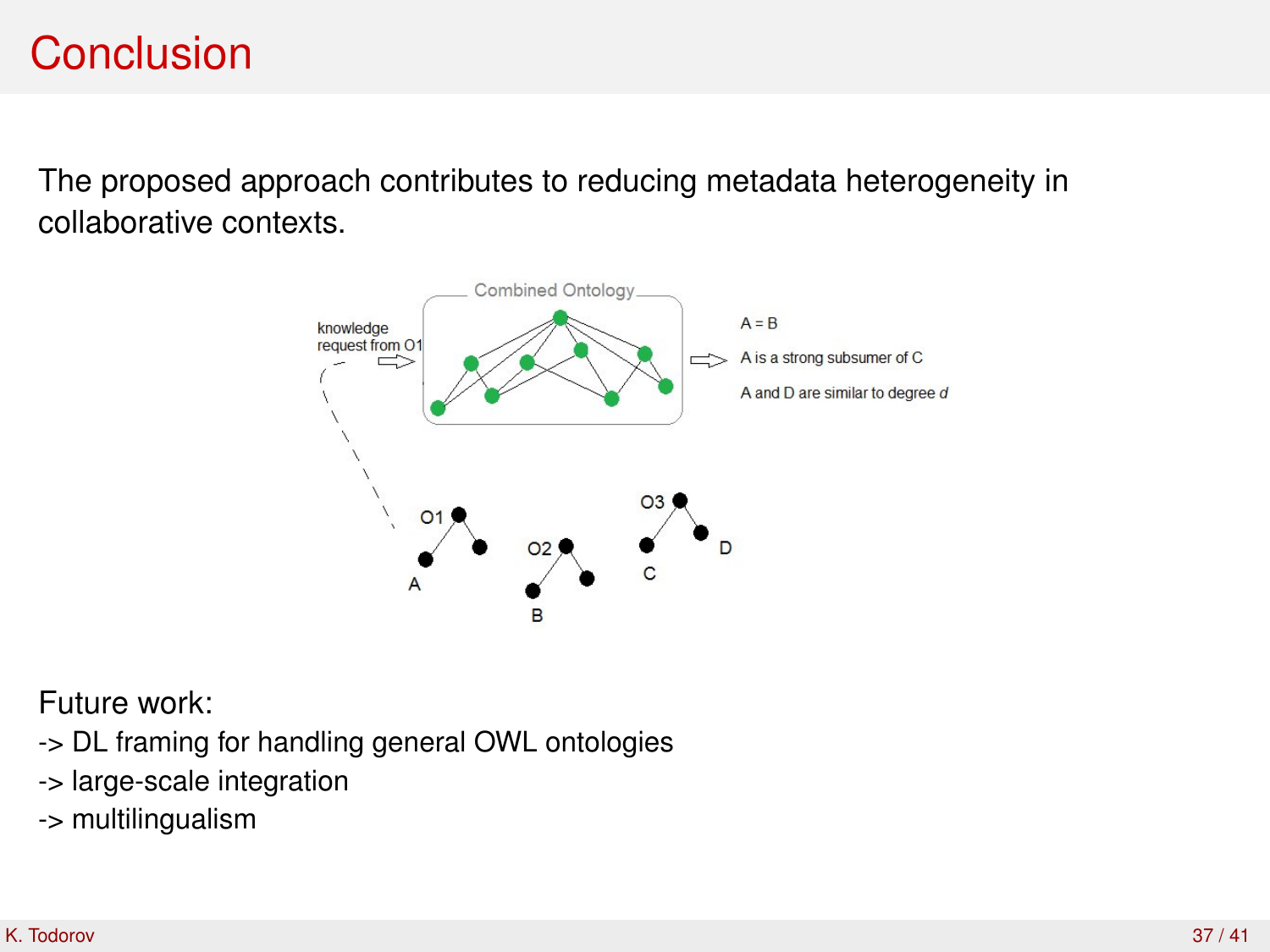# Conclusion

The proposed approach contributes to reducing metadata heterogeneity in collaborative contexts.

knowledge request from O1

Combined Ontology

A = B

A is a strong subsumer of C

A and D are similar to degree *d*

O1 A

O2 B

O3 C D

Future work:

-> DL framing for handling general OWL ontologies

-> large-scale integration

-> multilingualism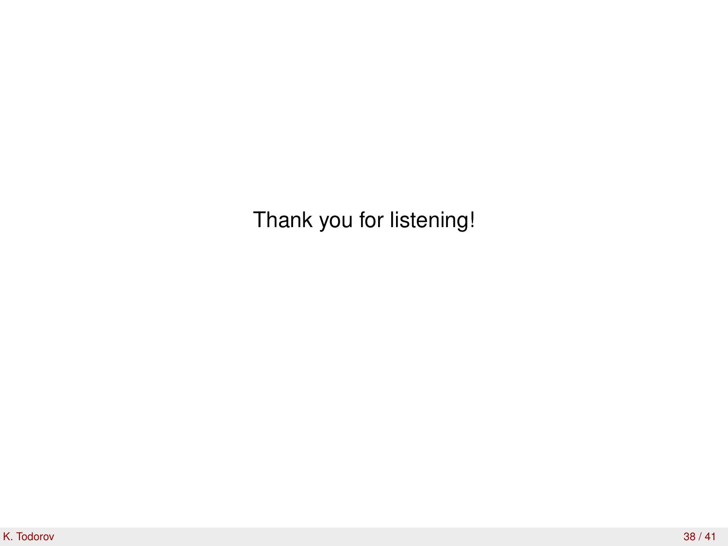Thank you for listening!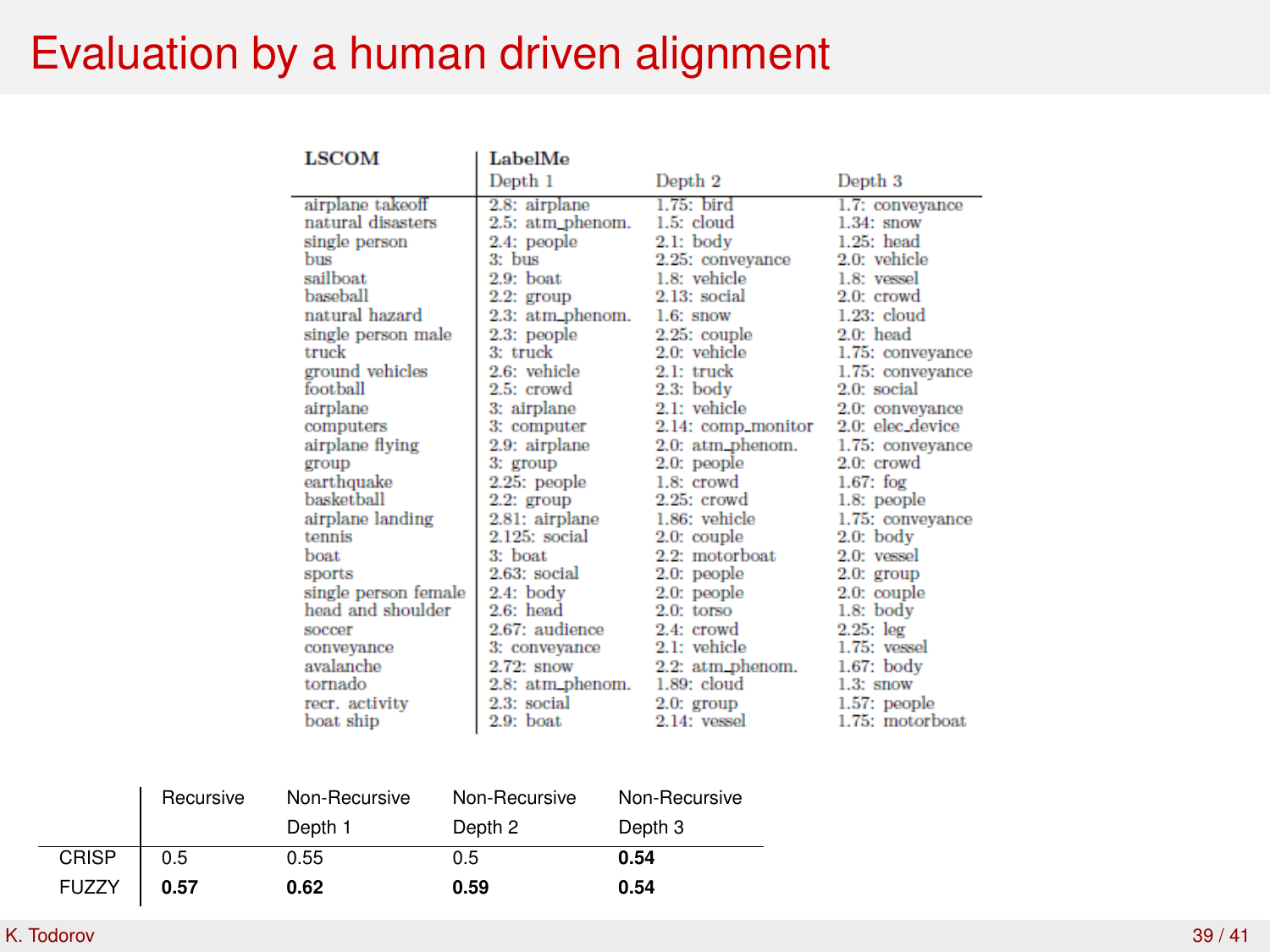# Evaluation by a human driven alignment

| LSCOM | LabelMe Depth 1 | Depth 2 | Depth 3 |
|---|---|---|---|
| airplane takeoff | 2.8: airplane | 1.75: bird | 1.7: conveyance |
| natural disasters | 2.5: atm_phenom. | 1.5: cloud | 1.34: snow |
| single person | 2.4: people | 2.1: body | 1.25: head |
| bus | 3: bus | 2.25: conveyance | 2.0: vehicle |
| sailboat | 2.9: boat | 1.8: vehicle | 1.8: vessel |
| baseball | 2.2: group | 2.13: social | 2.0: crowd |
| natural hazard | 2.3: atm_phenom. | 1.6: snow | 1.23: cloud |
| single person male | 2.3: people | 2.25: couple | 2.0: head |
| truck | 3: truck | 2.0: vehicle | 1.75: conveyance |
| ground vehicles | 2.6: vehicle | 2.1: truck | 1.75: conveyance |
| football | 2.5: crowd | 2.3: body | 2.0: social |
| airplane | 3: airplane | 2.1: vehicle | 2.0: conveyance |
| computers | 3: computer | 2.14: comp_monitor | 2.0: elec_device |
| airplane flying | 2.9: airplane | 2.0: atm_phenom. | 1.75: conveyance |
| group | 3: group | 2.0: people | 2.0: crowd |
| earthquake | 2.25: people | 1.8: crowd | 1.67: fog |
| basketball | 2.2: group | 2.25: crowd | 1.8: people |
| airplane landing | 2.81: airplane | 1.86: vehicle | 1.75: conveyance |
| tennis | 2.125: social | 2.0: couple | 2.0: body |
| boat | 3: boat | 2.2: motorboat | 2.0: vessel |
| sports | 2.63: social | 2.0: people | 2.0: group |
| single person female | 2.4: body | 2.0: people | 2.0: couple |
| head and shoulder | 2.6: head | 2.0: torso | 1.8: body |
| soccer | 2.67: audience | 2.4: crowd | 2.25: leg |
| conveyance | 3: conveyance | 2.1: vehicle | 1.75: vessel |
| avalanche | 2.72: snow | 2.2: atm_phenom. | 1.67: body |
| tornado | 2.8: atm_phenom. | 1.89: cloud | 1.3: snow |
| recr. activity | 2.3: social | 2.0: group | 1.57: people |
| boat ship | 2.9: boat | 2.14: vessel | 1.75: motorboat |

| | Recursive | Non-Recursive Depth 1 | Non-Recursive Depth 2 | Non-Recursive Depth 3 |
|---|---|---|---|---|
| CRISP | 0.5 | 0.55 | 0.5 | **0.54** |
| FUZZY | **0.57** | **0.62** | **0.59** | **0.54** |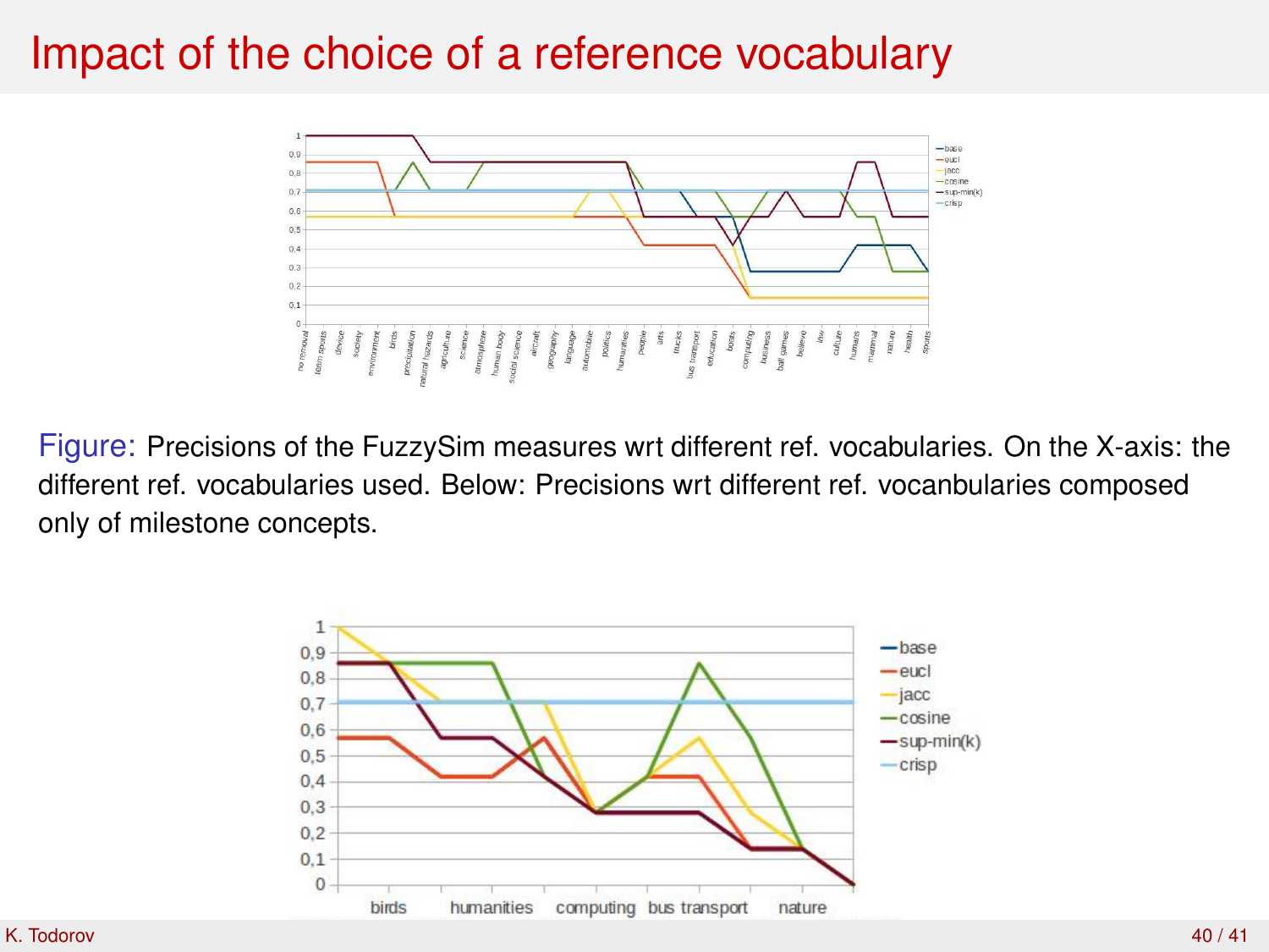# Impact of the choice of a reference vocabulary

Figure: Precisions of the FuzzySim measures wrt different ref. vocabularies. On the X-axis: the different ref. vocabularies used. Below: Precisions wrt different ref. vocanbularies composed only of milestone concepts.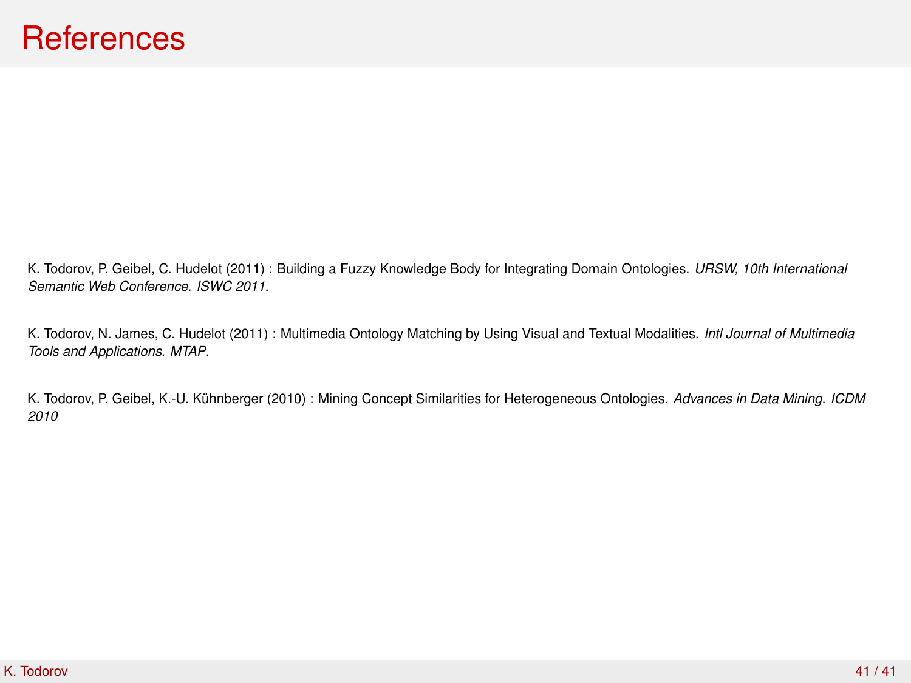# References

K. Todorov, P. Geibel, C. Hudelot (2011) : Building a Fuzzy Knowledge Body for Integrating Domain Ontologies. *URSW, 10th International Semantic Web Conference. ISWC 2011*.

K. Todorov, N. James, C. Hudelot (2011) : Multimedia Ontology Matching by Using Visual and Textual Modalities. *Intl Journal of Multimedia Tools and Applications. MTAP*.

K. Todorov, P. Geibel, K.-U. Kühnberger (2010) : Mining Concept Similarities for Heterogeneous Ontologies. *Advances in Data Mining. ICDM 2010*